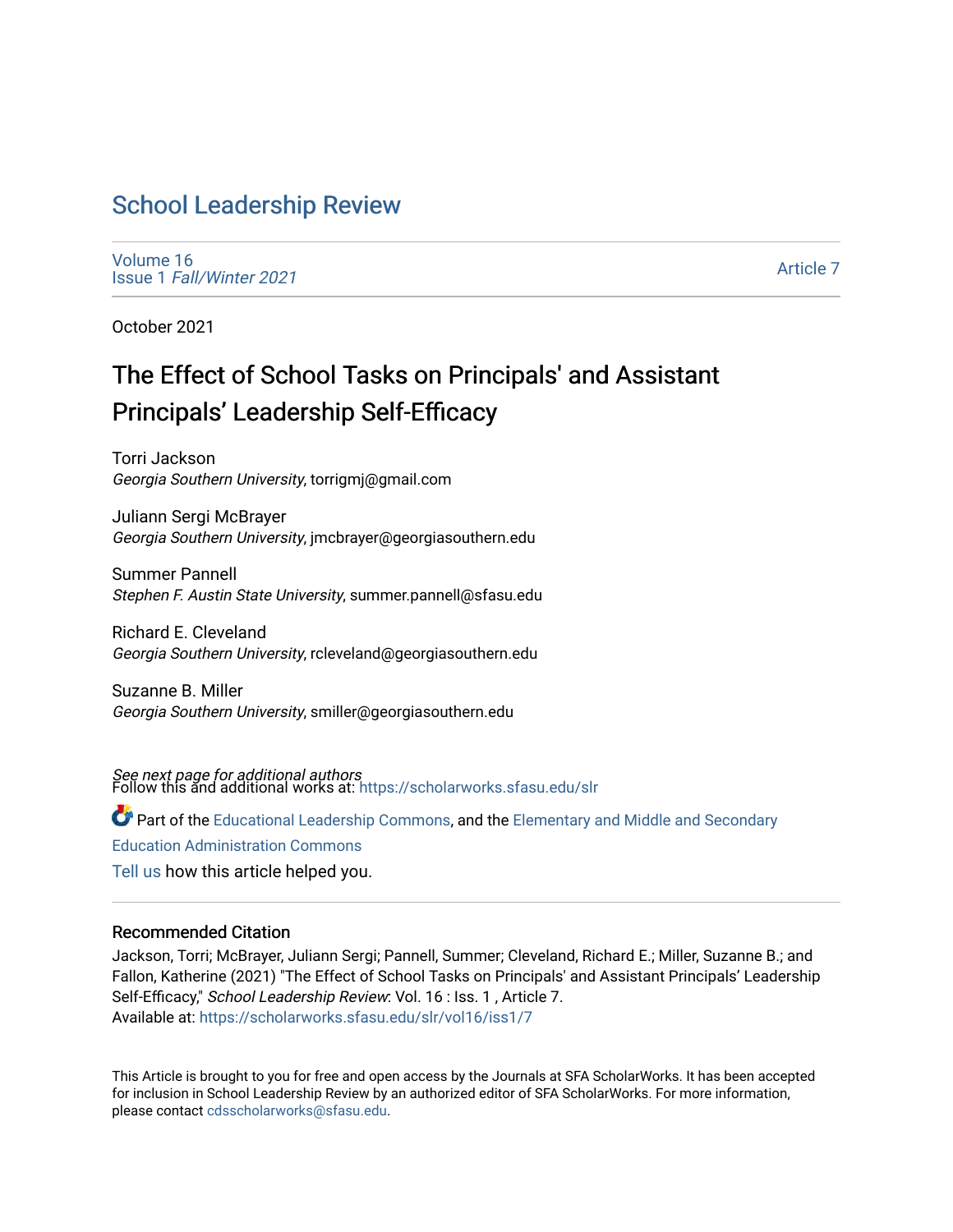# School Leadership Review

Volume 16
Issue 1 *Fall/Winter 2021*

Article 7

October 2021

## The Effect of School Tasks on Principals' and Assistant Principals' Leadership Self-Efficacy

Torri Jackson
*Georgia Southern University*, torrigmj@gmail.com

Juliann Sergi McBrayer
*Georgia Southern University*, jmcbrayer@georgiasouthern.edu

Summer Pannell
*Stephen F. Austin State University*, summer.pannell@sfasu.edu

Richard E. Cleveland
*Georgia Southern University*, rcleveland@georgiasouthern.edu

Suzanne B. Miller
*Georgia Southern University*, smiller@georgiasouthern.edu

*See next page for additional authors*

Follow this and additional works at: https://scholarworks.sfasu.edu/slr

Part of the Educational Leadership Commons, and the Elementary and Middle and Secondary Education Administration Commons

Tell us how this article helped you.

### Recommended Citation

Jackson, Torri; McBrayer, Juliann Sergi; Pannell, Summer; Cleveland, Richard E.; Miller, Suzanne B.; and Fallon, Katherine (2021) "The Effect of School Tasks on Principals' and Assistant Principals' Leadership Self-Efficacy," *School Leadership Review*: Vol. 16 : Iss. 1 , Article 7.
Available at: https://scholarworks.sfasu.edu/slr/vol16/iss1/7

This Article is brought to you for free and open access by the Journals at SFA ScholarWorks. It has been accepted for inclusion in School Leadership Review by an authorized editor of SFA ScholarWorks. For more information, please contact cdsscholarworks@sfasu.edu.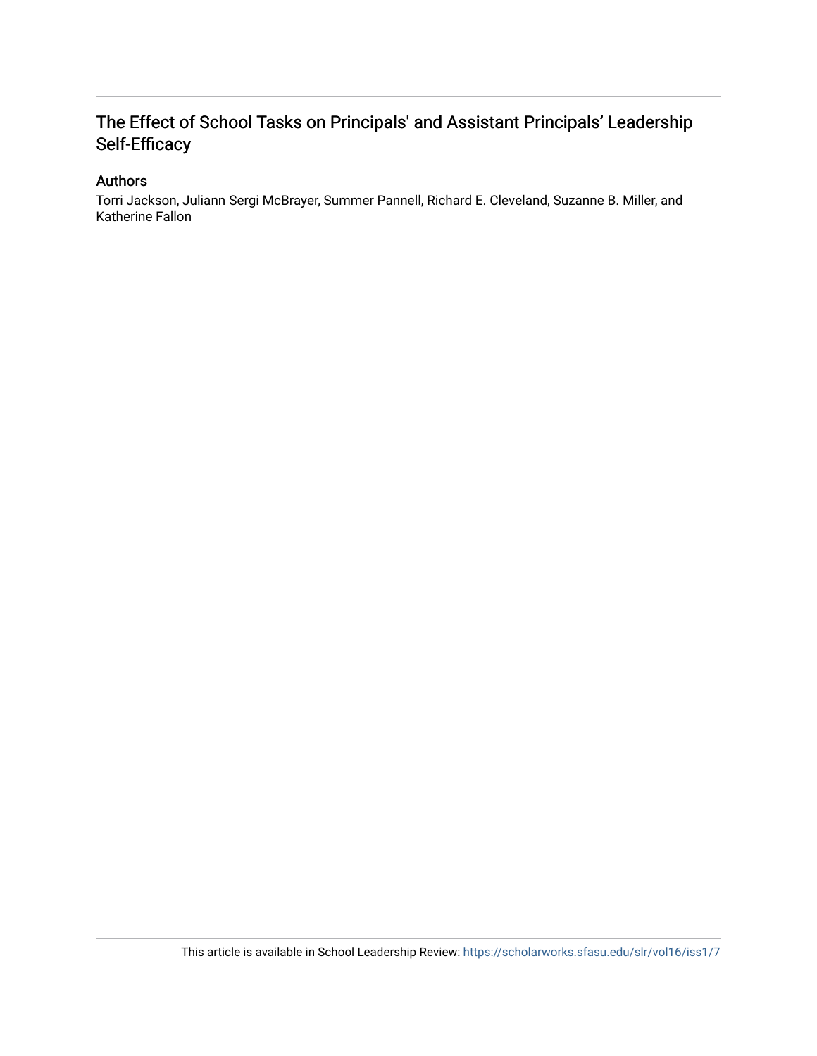# The Effect of School Tasks on Principals' and Assistant Principals' Leadership Self-Efficacy

## Authors

Torri Jackson, Juliann Sergi McBrayer, Summer Pannell, Richard E. Cleveland, Suzanne B. Miller, and Katherine Fallon

This article is available in School Leadership Review: https://scholarworks.sfasu.edu/slr/vol16/iss1/7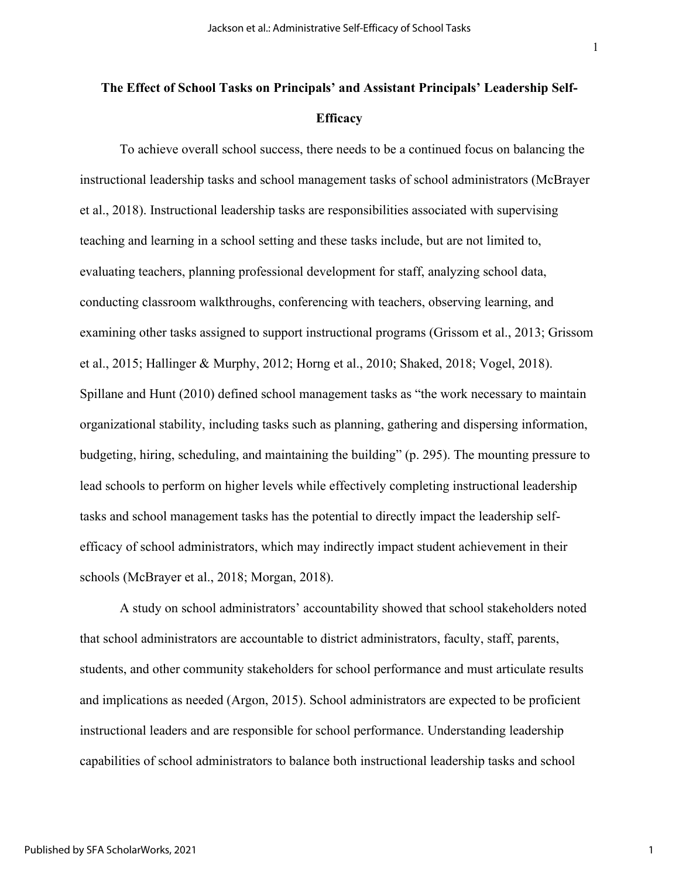# The Effect of School Tasks on Principals' and Assistant Principals' Leadership Self-Efficacy

To achieve overall school success, there needs to be a continued focus on balancing the instructional leadership tasks and school management tasks of school administrators (McBrayer et al., 2018). Instructional leadership tasks are responsibilities associated with supervising teaching and learning in a school setting and these tasks include, but are not limited to, evaluating teachers, planning professional development for staff, analyzing school data, conducting classroom walkthroughs, conferencing with teachers, observing learning, and examining other tasks assigned to support instructional programs (Grissom et al., 2013; Grissom et al., 2015; Hallinger & Murphy, 2012; Horng et al., 2010; Shaked, 2018; Vogel, 2018). Spillane and Hunt (2010) defined school management tasks as "the work necessary to maintain organizational stability, including tasks such as planning, gathering and dispersing information, budgeting, hiring, scheduling, and maintaining the building" (p. 295). The mounting pressure to lead schools to perform on higher levels while effectively completing instructional leadership tasks and school management tasks has the potential to directly impact the leadership self-efficacy of school administrators, which may indirectly impact student achievement in their schools (McBrayer et al., 2018; Morgan, 2018).

A study on school administrators' accountability showed that school stakeholders noted that school administrators are accountable to district administrators, faculty, staff, parents, students, and other community stakeholders for school performance and must articulate results and implications as needed (Argon, 2015). School administrators are expected to be proficient instructional leaders and are responsible for school performance. Understanding leadership capabilities of school administrators to balance both instructional leadership tasks and school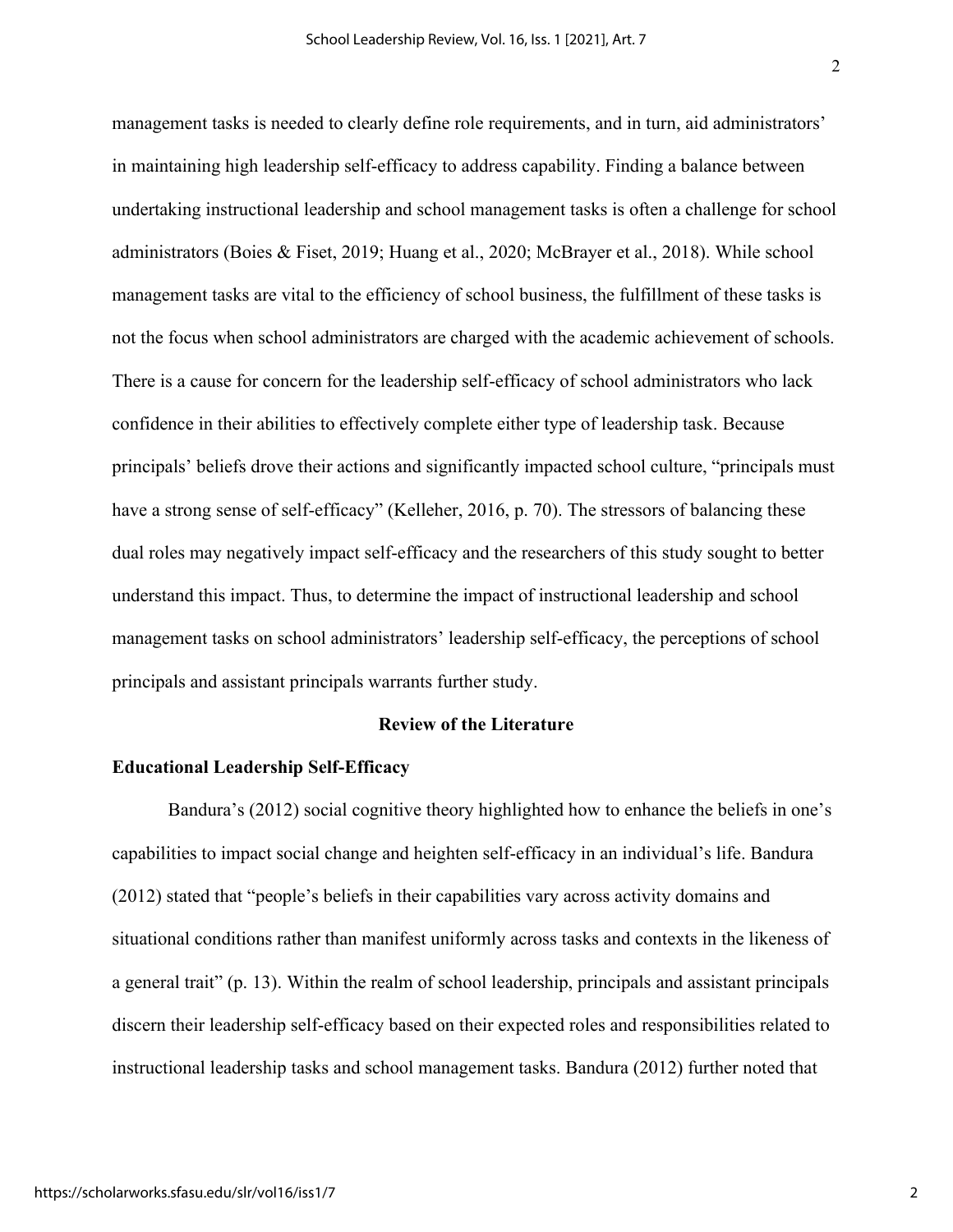management tasks is needed to clearly define role requirements, and in turn, aid administrators' in maintaining high leadership self-efficacy to address capability. Finding a balance between undertaking instructional leadership and school management tasks is often a challenge for school administrators (Boies & Fiset, 2019; Huang et al., 2020; McBrayer et al., 2018). While school management tasks are vital to the efficiency of school business, the fulfillment of these tasks is not the focus when school administrators are charged with the academic achievement of schools. There is a cause for concern for the leadership self-efficacy of school administrators who lack confidence in their abilities to effectively complete either type of leadership task. Because principals' beliefs drove their actions and significantly impacted school culture, "principals must have a strong sense of self-efficacy" (Kelleher, 2016, p. 70). The stressors of balancing these dual roles may negatively impact self-efficacy and the researchers of this study sought to better understand this impact. Thus, to determine the impact of instructional leadership and school management tasks on school administrators' leadership self-efficacy, the perceptions of school principals and assistant principals warrants further study.

## Review of the Literature

### Educational Leadership Self-Efficacy

Bandura's (2012) social cognitive theory highlighted how to enhance the beliefs in one's capabilities to impact social change and heighten self-efficacy in an individual's life. Bandura (2012) stated that "people's beliefs in their capabilities vary across activity domains and situational conditions rather than manifest uniformly across tasks and contexts in the likeness of a general trait" (p. 13). Within the realm of school leadership, principals and assistant principals discern their leadership self-efficacy based on their expected roles and responsibilities related to instructional leadership tasks and school management tasks. Bandura (2012) further noted that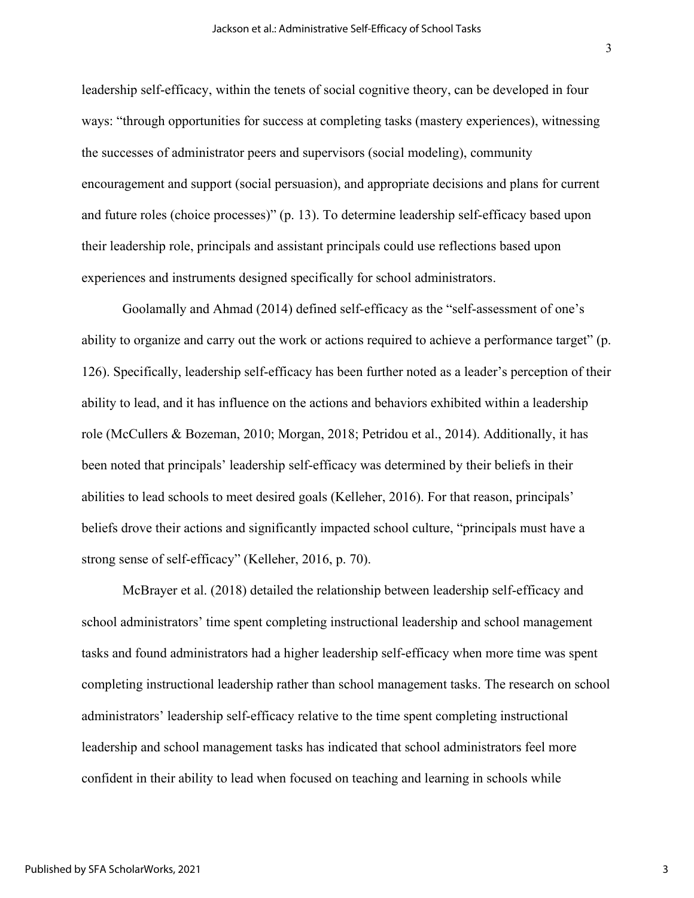leadership self-efficacy, within the tenets of social cognitive theory, can be developed in four ways: "through opportunities for success at completing tasks (mastery experiences), witnessing the successes of administrator peers and supervisors (social modeling), community encouragement and support (social persuasion), and appropriate decisions and plans for current and future roles (choice processes)" (p. 13). To determine leadership self-efficacy based upon their leadership role, principals and assistant principals could use reflections based upon experiences and instruments designed specifically for school administrators.

Goolamally and Ahmad (2014) defined self-efficacy as the "self-assessment of one's ability to organize and carry out the work or actions required to achieve a performance target" (p. 126). Specifically, leadership self-efficacy has been further noted as a leader's perception of their ability to lead, and it has influence on the actions and behaviors exhibited within a leadership role (McCullers & Bozeman, 2010; Morgan, 2018; Petridou et al., 2014). Additionally, it has been noted that principals' leadership self-efficacy was determined by their beliefs in their abilities to lead schools to meet desired goals (Kelleher, 2016). For that reason, principals' beliefs drove their actions and significantly impacted school culture, "principals must have a strong sense of self-efficacy" (Kelleher, 2016, p. 70).

McBrayer et al. (2018) detailed the relationship between leadership self-efficacy and school administrators' time spent completing instructional leadership and school management tasks and found administrators had a higher leadership self-efficacy when more time was spent completing instructional leadership rather than school management tasks. The research on school administrators' leadership self-efficacy relative to the time spent completing instructional leadership and school management tasks has indicated that school administrators feel more confident in their ability to lead when focused on teaching and learning in schools while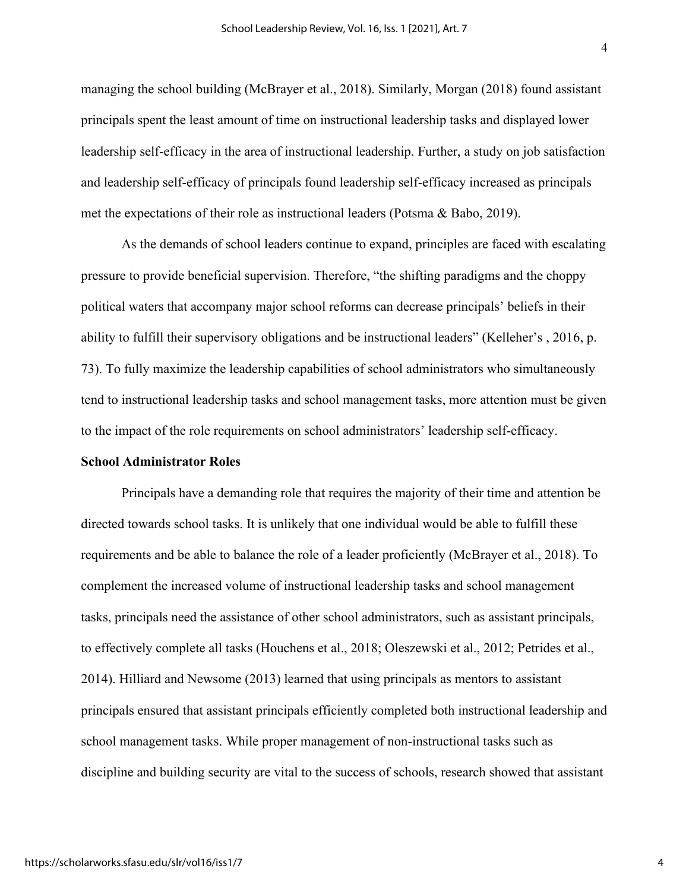managing the school building (McBrayer et al., 2018). Similarly, Morgan (2018) found assistant principals spent the least amount of time on instructional leadership tasks and displayed lower leadership self-efficacy in the area of instructional leadership. Further, a study on job satisfaction and leadership self-efficacy of principals found leadership self-efficacy increased as principals met the expectations of their role as instructional leaders (Potsma & Babo, 2019).

As the demands of school leaders continue to expand, principles are faced with escalating pressure to provide beneficial supervision. Therefore, "the shifting paradigms and the choppy political waters that accompany major school reforms can decrease principals' beliefs in their ability to fulfill their supervisory obligations and be instructional leaders" (Kelleher's , 2016, p. 73). To fully maximize the leadership capabilities of school administrators who simultaneously tend to instructional leadership tasks and school management tasks, more attention must be given to the impact of the role requirements on school administrators' leadership self-efficacy.

**School Administrator Roles**

Principals have a demanding role that requires the majority of their time and attention be directed towards school tasks. It is unlikely that one individual would be able to fulfill these requirements and be able to balance the role of a leader proficiently (McBrayer et al., 2018). To complement the increased volume of instructional leadership tasks and school management tasks, principals need the assistance of other school administrators, such as assistant principals, to effectively complete all tasks (Houchens et al., 2018; Oleszewski et al., 2012; Petrides et al., 2014). Hilliard and Newsome (2013) learned that using principals as mentors to assistant principals ensured that assistant principals efficiently completed both instructional leadership and school management tasks. While proper management of non-instructional tasks such as discipline and building security are vital to the success of schools, research showed that assistant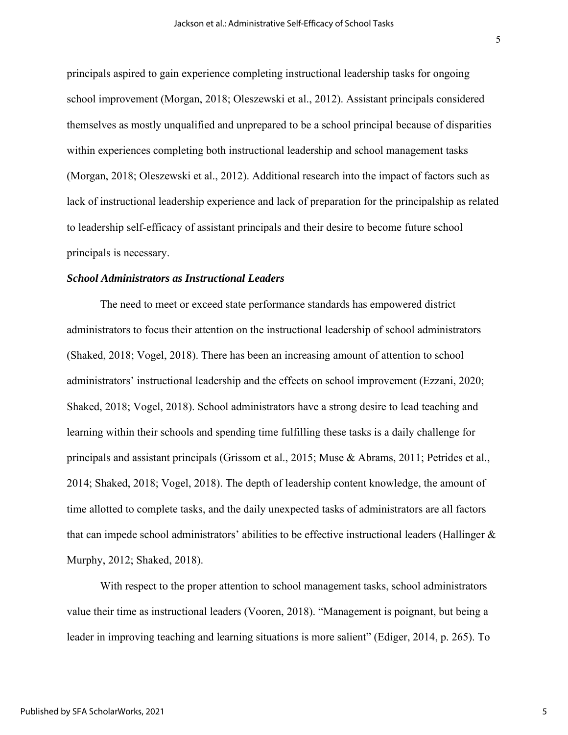principals aspired to gain experience completing instructional leadership tasks for ongoing school improvement (Morgan, 2018; Oleszewski et al., 2012). Assistant principals considered themselves as mostly unqualified and unprepared to be a school principal because of disparities within experiences completing both instructional leadership and school management tasks (Morgan, 2018; Oleszewski et al., 2012). Additional research into the impact of factors such as lack of instructional leadership experience and lack of preparation for the principalship as related to leadership self-efficacy of assistant principals and their desire to become future school principals is necessary.

### *School Administrators as Instructional Leaders*

The need to meet or exceed state performance standards has empowered district administrators to focus their attention on the instructional leadership of school administrators (Shaked, 2018; Vogel, 2018). There has been an increasing amount of attention to school administrators' instructional leadership and the effects on school improvement (Ezzani, 2020; Shaked, 2018; Vogel, 2018). School administrators have a strong desire to lead teaching and learning within their schools and spending time fulfilling these tasks is a daily challenge for principals and assistant principals (Grissom et al., 2015; Muse & Abrams, 2011; Petrides et al., 2014; Shaked, 2018; Vogel, 2018). The depth of leadership content knowledge, the amount of time allotted to complete tasks, and the daily unexpected tasks of administrators are all factors that can impede school administrators' abilities to be effective instructional leaders (Hallinger & Murphy, 2012; Shaked, 2018).

With respect to the proper attention to school management tasks, school administrators value their time as instructional leaders (Vooren, 2018). "Management is poignant, but being a leader in improving teaching and learning situations is more salient" (Ediger, 2014, p. 265). To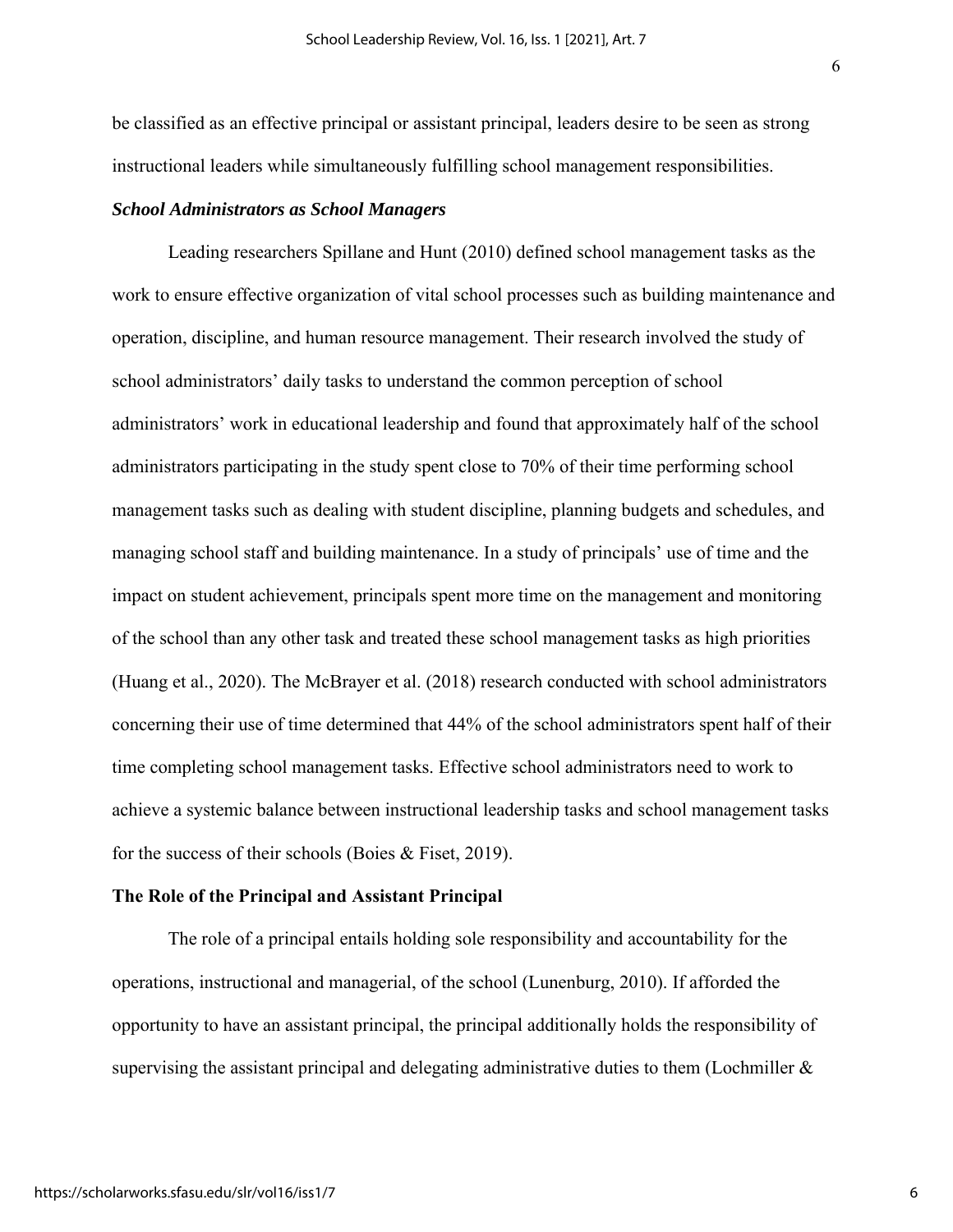be classified as an effective principal or assistant principal, leaders desire to be seen as strong instructional leaders while simultaneously fulfilling school management responsibilities.

### *School Administrators as School Managers*

Leading researchers Spillane and Hunt (2010) defined school management tasks as the work to ensure effective organization of vital school processes such as building maintenance and operation, discipline, and human resource management. Their research involved the study of school administrators' daily tasks to understand the common perception of school administrators' work in educational leadership and found that approximately half of the school administrators participating in the study spent close to 70% of their time performing school management tasks such as dealing with student discipline, planning budgets and schedules, and managing school staff and building maintenance. In a study of principals' use of time and the impact on student achievement, principals spent more time on the management and monitoring of the school than any other task and treated these school management tasks as high priorities (Huang et al., 2020). The McBrayer et al. (2018) research conducted with school administrators concerning their use of time determined that 44% of the school administrators spent half of their time completing school management tasks. Effective school administrators need to work to achieve a systemic balance between instructional leadership tasks and school management tasks for the success of their schools (Boies & Fiset, 2019).

## The Role of the Principal and Assistant Principal

The role of a principal entails holding sole responsibility and accountability for the operations, instructional and managerial, of the school (Lunenburg, 2010). If afforded the opportunity to have an assistant principal, the principal additionally holds the responsibility of supervising the assistant principal and delegating administrative duties to them (Lochmiller &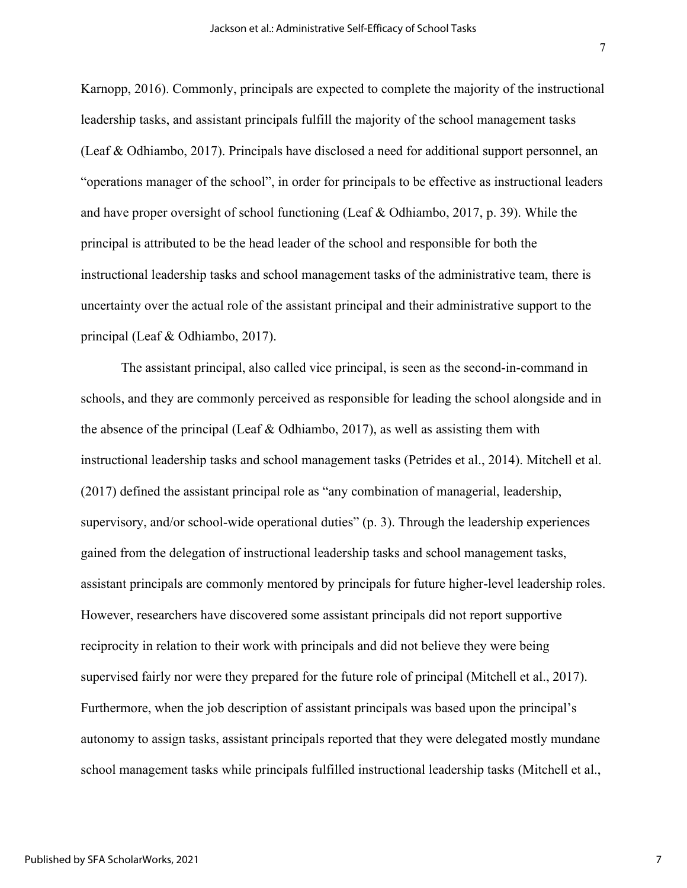Karnopp, 2016). Commonly, principals are expected to complete the majority of the instructional leadership tasks, and assistant principals fulfill the majority of the school management tasks (Leaf & Odhiambo, 2017). Principals have disclosed a need for additional support personnel, an "operations manager of the school", in order for principals to be effective as instructional leaders and have proper oversight of school functioning (Leaf & Odhiambo, 2017, p. 39). While the principal is attributed to be the head leader of the school and responsible for both the instructional leadership tasks and school management tasks of the administrative team, there is uncertainty over the actual role of the assistant principal and their administrative support to the principal (Leaf & Odhiambo, 2017).

The assistant principal, also called vice principal, is seen as the second-in-command in schools, and they are commonly perceived as responsible for leading the school alongside and in the absence of the principal (Leaf & Odhiambo, 2017), as well as assisting them with instructional leadership tasks and school management tasks (Petrides et al., 2014). Mitchell et al. (2017) defined the assistant principal role as "any combination of managerial, leadership, supervisory, and/or school-wide operational duties" (p. 3). Through the leadership experiences gained from the delegation of instructional leadership tasks and school management tasks, assistant principals are commonly mentored by principals for future higher-level leadership roles. However, researchers have discovered some assistant principals did not report supportive reciprocity in relation to their work with principals and did not believe they were being supervised fairly nor were they prepared for the future role of principal (Mitchell et al., 2017). Furthermore, when the job description of assistant principals was based upon the principal's autonomy to assign tasks, assistant principals reported that they were delegated mostly mundane school management tasks while principals fulfilled instructional leadership tasks (Mitchell et al.,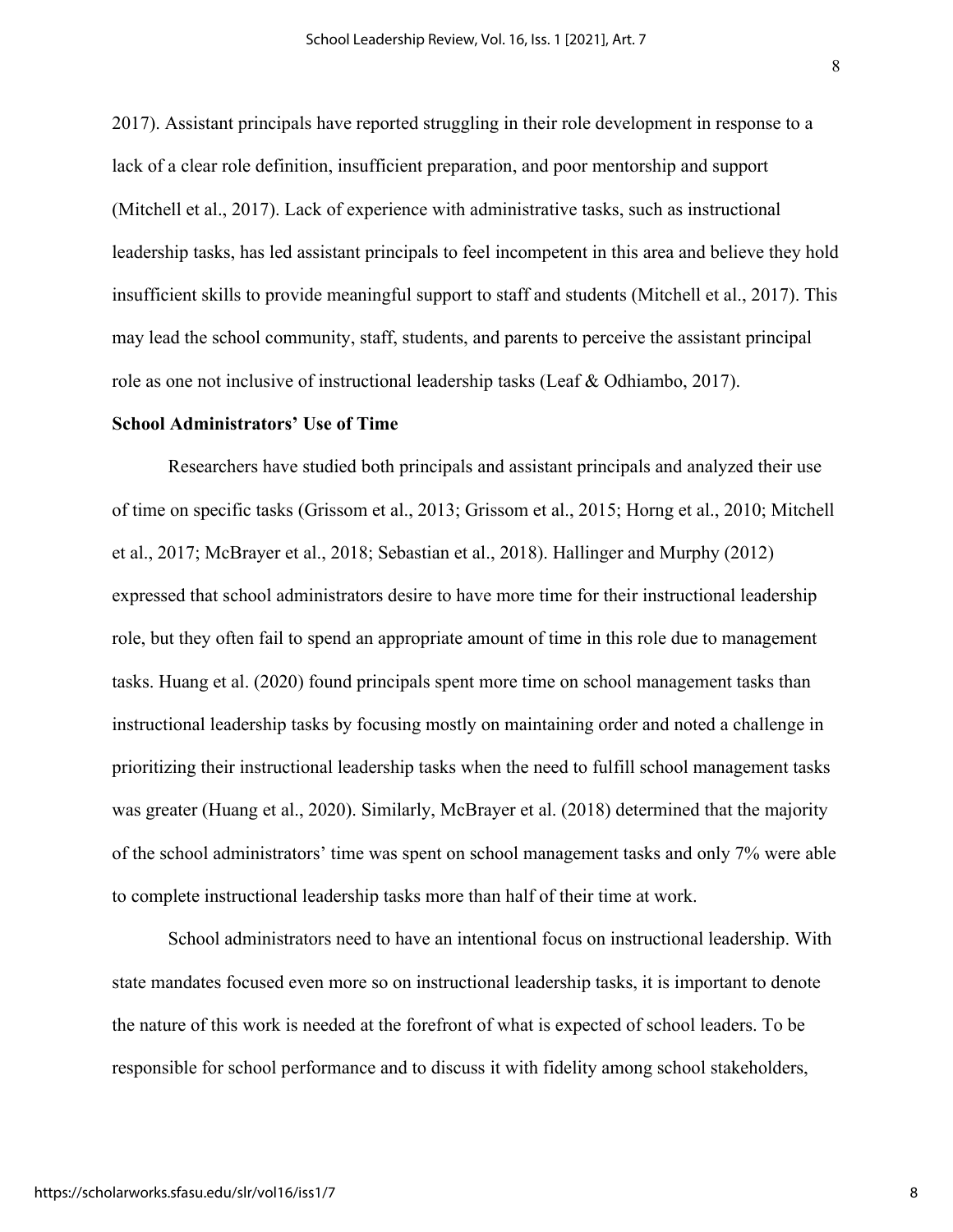2017). Assistant principals have reported struggling in their role development in response to a lack of a clear role definition, insufficient preparation, and poor mentorship and support (Mitchell et al., 2017). Lack of experience with administrative tasks, such as instructional leadership tasks, has led assistant principals to feel incompetent in this area and believe they hold insufficient skills to provide meaningful support to staff and students (Mitchell et al., 2017). This may lead the school community, staff, students, and parents to perceive the assistant principal role as one not inclusive of instructional leadership tasks (Leaf & Odhiambo, 2017).

**School Administrators' Use of Time**

Researchers have studied both principals and assistant principals and analyzed their use of time on specific tasks (Grissom et al., 2013; Grissom et al., 2015; Horng et al., 2010; Mitchell et al., 2017; McBrayer et al., 2018; Sebastian et al., 2018). Hallinger and Murphy (2012) expressed that school administrators desire to have more time for their instructional leadership role, but they often fail to spend an appropriate amount of time in this role due to management tasks. Huang et al. (2020) found principals spent more time on school management tasks than instructional leadership tasks by focusing mostly on maintaining order and noted a challenge in prioritizing their instructional leadership tasks when the need to fulfill school management tasks was greater (Huang et al., 2020). Similarly, McBrayer et al. (2018) determined that the majority of the school administrators' time was spent on school management tasks and only 7% were able to complete instructional leadership tasks more than half of their time at work.

School administrators need to have an intentional focus on instructional leadership. With state mandates focused even more so on instructional leadership tasks, it is important to denote the nature of this work is needed at the forefront of what is expected of school leaders. To be responsible for school performance and to discuss it with fidelity among school stakeholders,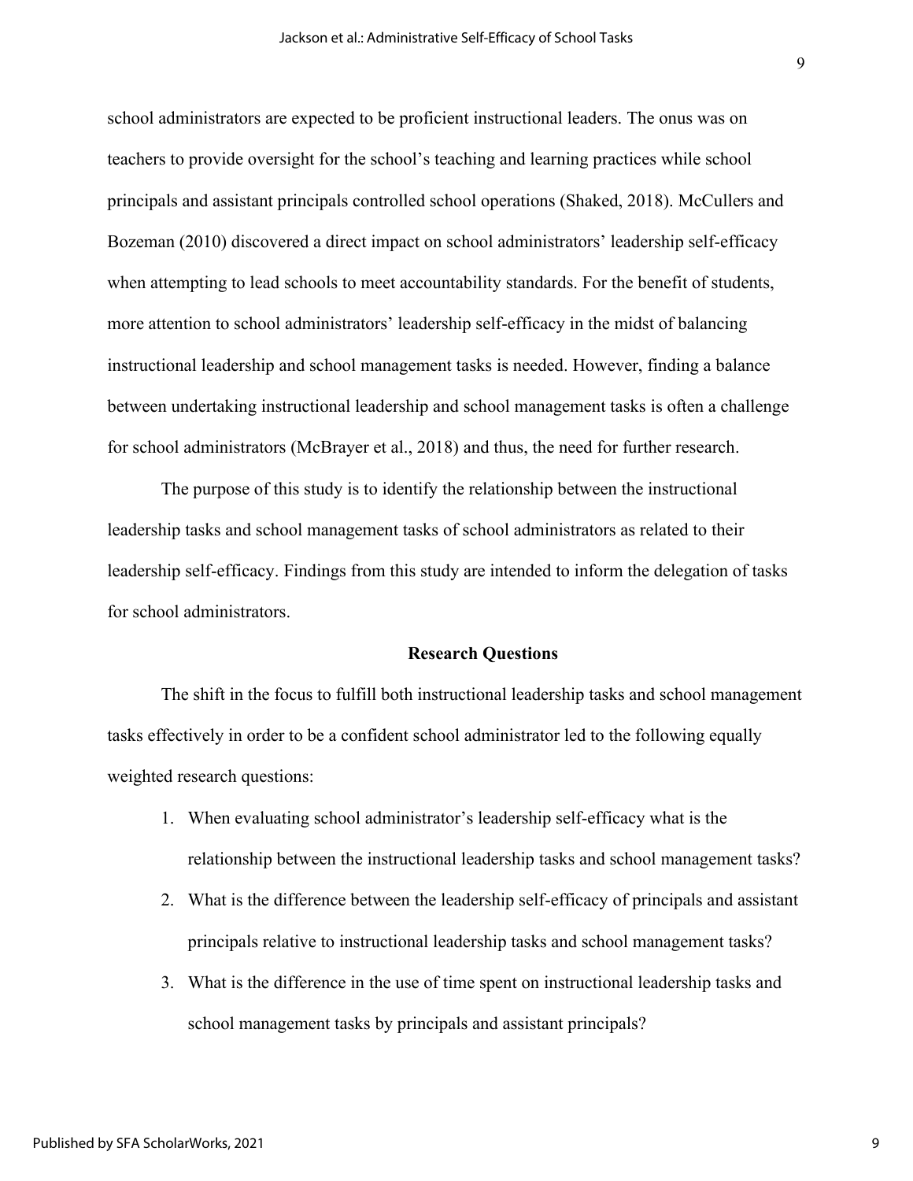school administrators are expected to be proficient instructional leaders. The onus was on teachers to provide oversight for the school's teaching and learning practices while school principals and assistant principals controlled school operations (Shaked, 2018). McCullers and Bozeman (2010) discovered a direct impact on school administrators' leadership self-efficacy when attempting to lead schools to meet accountability standards. For the benefit of students, more attention to school administrators' leadership self-efficacy in the midst of balancing instructional leadership and school management tasks is needed. However, finding a balance between undertaking instructional leadership and school management tasks is often a challenge for school administrators (McBrayer et al., 2018) and thus, the need for further research.

The purpose of this study is to identify the relationship between the instructional leadership tasks and school management tasks of school administrators as related to their leadership self-efficacy. Findings from this study are intended to inform the delegation of tasks for school administrators.

## Research Questions

The shift in the focus to fulfill both instructional leadership tasks and school management tasks effectively in order to be a confident school administrator led to the following equally weighted research questions:

1. When evaluating school administrator's leadership self-efficacy what is the relationship between the instructional leadership tasks and school management tasks?
2. What is the difference between the leadership self-efficacy of principals and assistant principals relative to instructional leadership tasks and school management tasks?
3. What is the difference in the use of time spent on instructional leadership tasks and school management tasks by principals and assistant principals?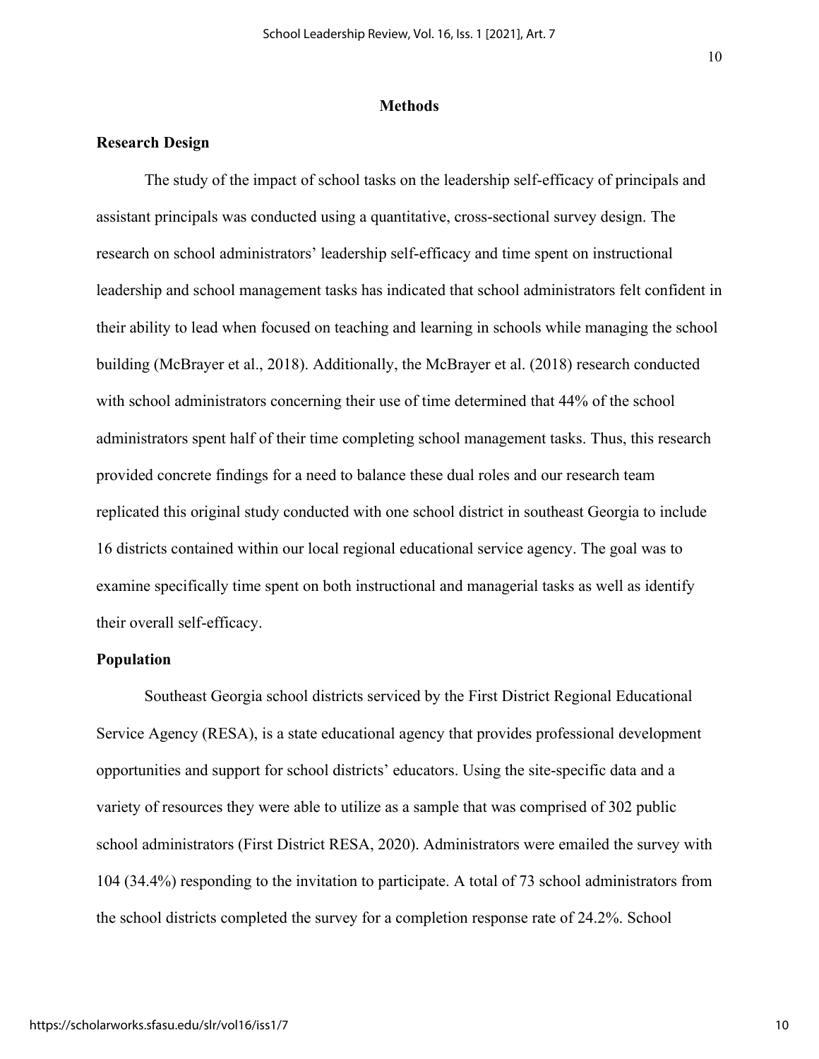## Methods

### Research Design

The study of the impact of school tasks on the leadership self-efficacy of principals and assistant principals was conducted using a quantitative, cross-sectional survey design. The research on school administrators' leadership self-efficacy and time spent on instructional leadership and school management tasks has indicated that school administrators felt confident in their ability to lead when focused on teaching and learning in schools while managing the school building (McBrayer et al., 2018). Additionally, the McBrayer et al. (2018) research conducted with school administrators concerning their use of time determined that 44% of the school administrators spent half of their time completing school management tasks. Thus, this research provided concrete findings for a need to balance these dual roles and our research team replicated this original study conducted with one school district in southeast Georgia to include 16 districts contained within our local regional educational service agency. The goal was to examine specifically time spent on both instructional and managerial tasks as well as identify their overall self-efficacy.

### Population

Southeast Georgia school districts serviced by the First District Regional Educational Service Agency (RESA), is a state educational agency that provides professional development opportunities and support for school districts' educators. Using the site-specific data and a variety of resources they were able to utilize as a sample that was comprised of 302 public school administrators (First District RESA, 2020). Administrators were emailed the survey with 104 (34.4%) responding to the invitation to participate. A total of 73 school administrators from the school districts completed the survey for a completion response rate of 24.2%. School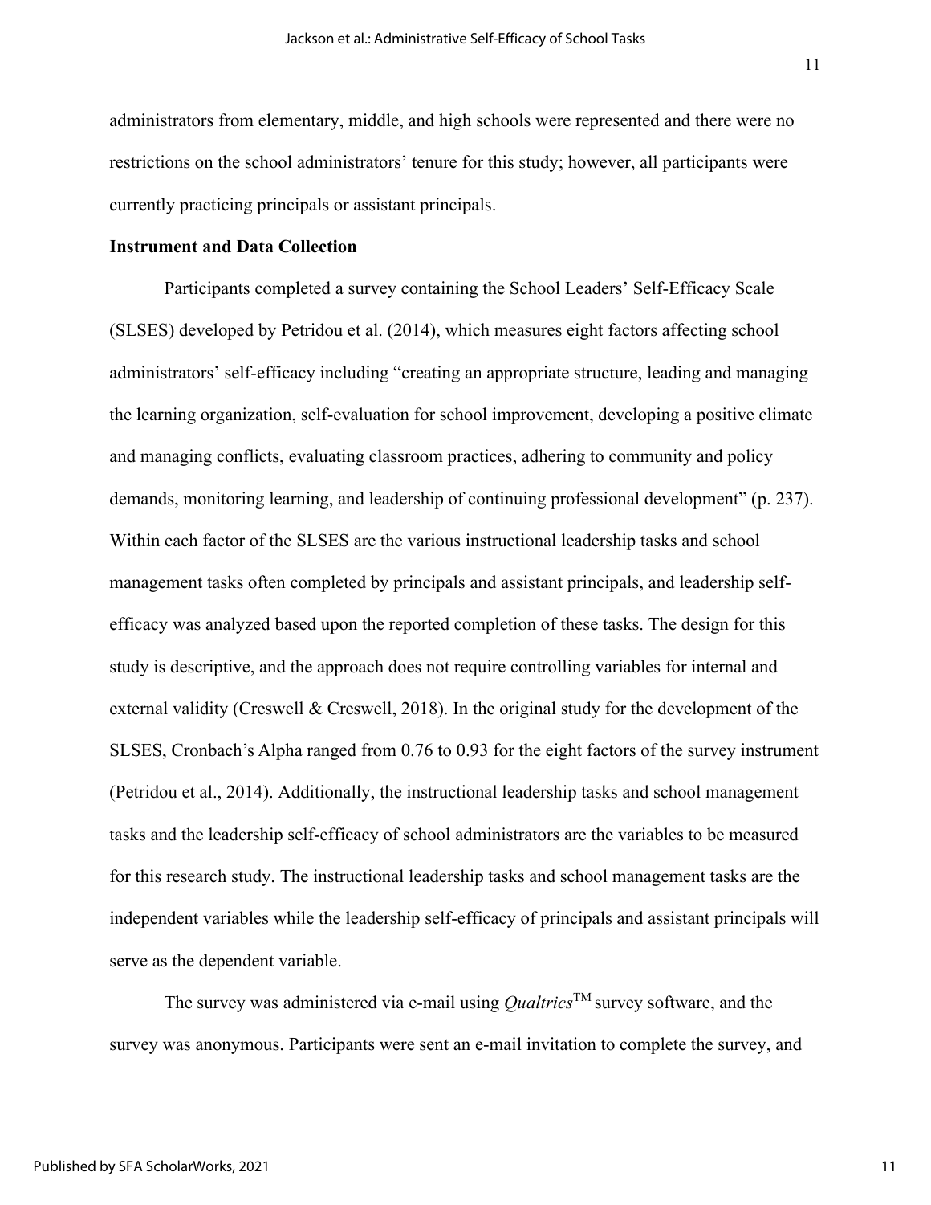administrators from elementary, middle, and high schools were represented and there were no restrictions on the school administrators' tenure for this study; however, all participants were currently practicing principals or assistant principals.

**Instrument and Data Collection**

Participants completed a survey containing the School Leaders' Self-Efficacy Scale (SLSES) developed by Petridou et al. (2014), which measures eight factors affecting school administrators' self-efficacy including "creating an appropriate structure, leading and managing the learning organization, self-evaluation for school improvement, developing a positive climate and managing conflicts, evaluating classroom practices, adhering to community and policy demands, monitoring learning, and leadership of continuing professional development" (p. 237). Within each factor of the SLSES are the various instructional leadership tasks and school management tasks often completed by principals and assistant principals, and leadership self-efficacy was analyzed based upon the reported completion of these tasks. The design for this study is descriptive, and the approach does not require controlling variables for internal and external validity (Creswell & Creswell, 2018). In the original study for the development of the SLSES, Cronbach's Alpha ranged from 0.76 to 0.93 for the eight factors of the survey instrument (Petridou et al., 2014). Additionally, the instructional leadership tasks and school management tasks and the leadership self-efficacy of school administrators are the variables to be measured for this research study. The instructional leadership tasks and school management tasks are the independent variables while the leadership self-efficacy of principals and assistant principals will serve as the dependent variable.

The survey was administered via e-mail using *Qualtrics*™ survey software, and the survey was anonymous. Participants were sent an e-mail invitation to complete the survey, and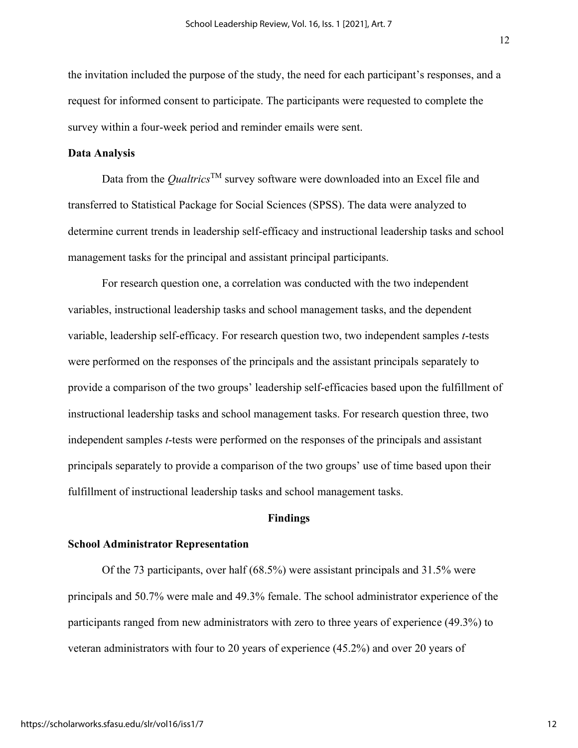the invitation included the purpose of the study, the need for each participant's responses, and a request for informed consent to participate. The participants were requested to complete the survey within a four-week period and reminder emails were sent.

**Data Analysis**

Data from the *Qualtrics*™ survey software were downloaded into an Excel file and transferred to Statistical Package for Social Sciences (SPSS). The data were analyzed to determine current trends in leadership self-efficacy and instructional leadership tasks and school management tasks for the principal and assistant principal participants.

For research question one, a correlation was conducted with the two independent variables, instructional leadership tasks and school management tasks, and the dependent variable, leadership self-efficacy. For research question two, two independent samples *t*-tests were performed on the responses of the principals and the assistant principals separately to provide a comparison of the two groups' leadership self-efficacies based upon the fulfillment of instructional leadership tasks and school management tasks. For research question three, two independent samples *t*-tests were performed on the responses of the principals and assistant principals separately to provide a comparison of the two groups' use of time based upon their fulfillment of instructional leadership tasks and school management tasks.

## Findings

**School Administrator Representation**

Of the 73 participants, over half (68.5%) were assistant principals and 31.5% were principals and 50.7% were male and 49.3% female. The school administrator experience of the participants ranged from new administrators with zero to three years of experience (49.3%) to veteran administrators with four to 20 years of experience (45.2%) and over 20 years of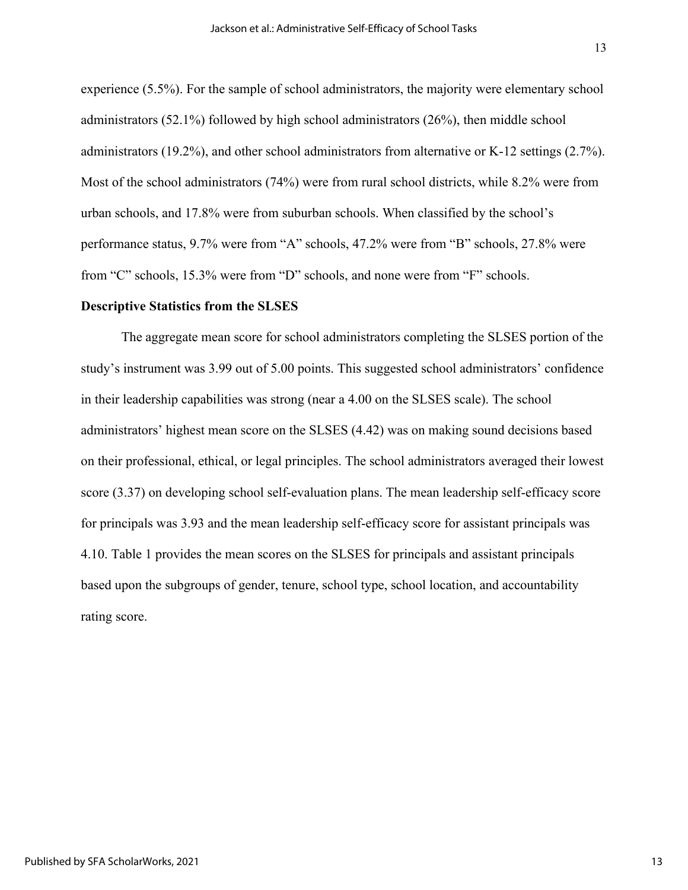experience (5.5%). For the sample of school administrators, the majority were elementary school administrators (52.1%) followed by high school administrators (26%), then middle school administrators (19.2%), and other school administrators from alternative or K-12 settings (2.7%). Most of the school administrators (74%) were from rural school districts, while 8.2% were from urban schools, and 17.8% were from suburban schools. When classified by the school's performance status, 9.7% were from "A" schools, 47.2% were from "B" schools, 27.8% were from "C" schools, 15.3% were from "D" schools, and none were from "F" schools.

**Descriptive Statistics from the SLSES**

The aggregate mean score for school administrators completing the SLSES portion of the study's instrument was 3.99 out of 5.00 points. This suggested school administrators' confidence in their leadership capabilities was strong (near a 4.00 on the SLSES scale). The school administrators' highest mean score on the SLSES (4.42) was on making sound decisions based on their professional, ethical, or legal principles. The school administrators averaged their lowest score (3.37) on developing school self-evaluation plans. The mean leadership self-efficacy score for principals was 3.93 and the mean leadership self-efficacy score for assistant principals was 4.10. Table 1 provides the mean scores on the SLSES for principals and assistant principals based upon the subgroups of gender, tenure, school type, school location, and accountability rating score.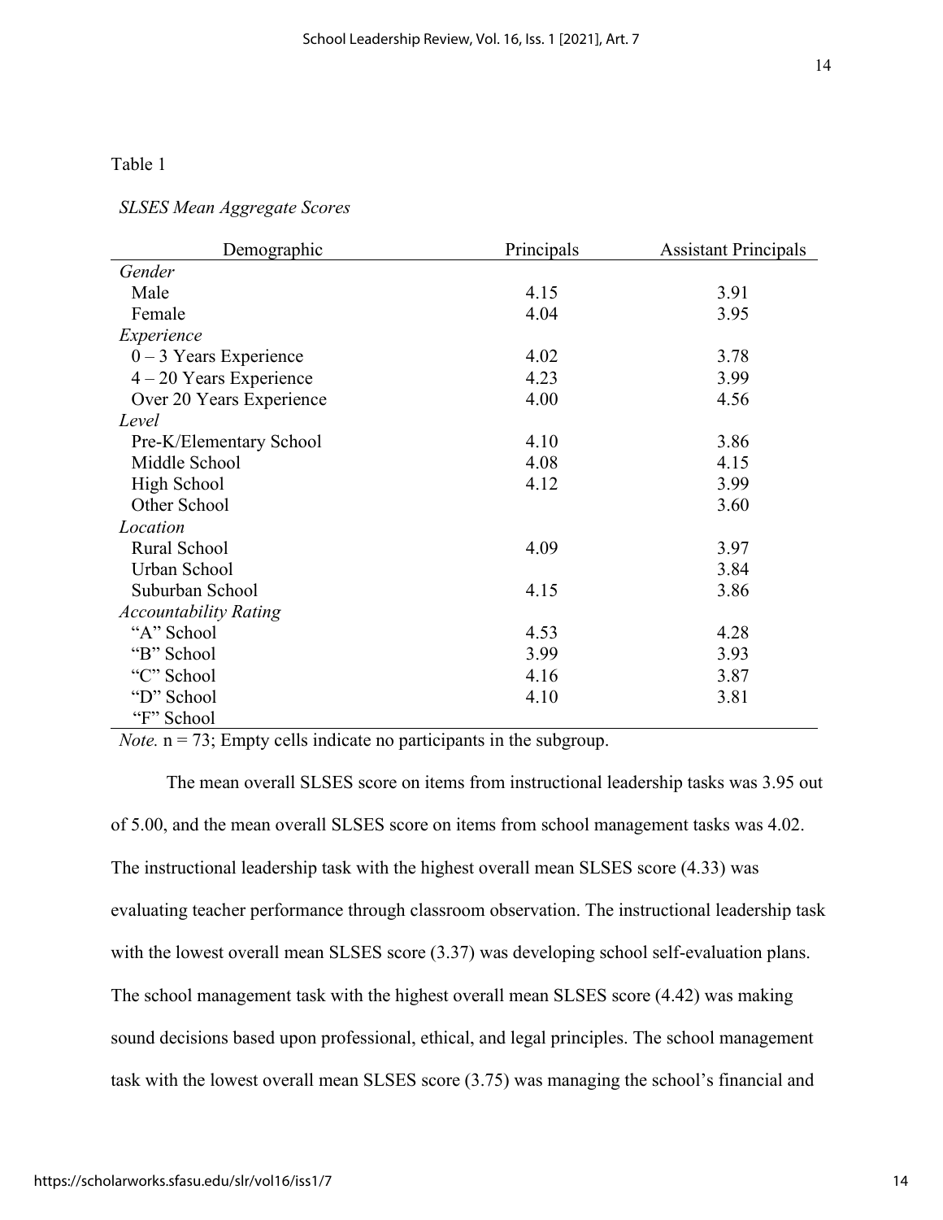Table 1

*SLSES Mean Aggregate Scores*

| Demographic | Principals | Assistant Principals |
|---|---|---|
| *Gender* | | |
| Male | 4.15 | 3.91 |
| Female | 4.04 | 3.95 |
| *Experience* | | |
| 0 – 3 Years Experience | 4.02 | 3.78 |
| 4 – 20 Years Experience | 4.23 | 3.99 |
| Over 20 Years Experience | 4.00 | 4.56 |
| *Level* | | |
| Pre-K/Elementary School | 4.10 | 3.86 |
| Middle School | 4.08 | 4.15 |
| High School | 4.12 | 3.99 |
| Other School | | 3.60 |
| *Location* | | |
| Rural School | 4.09 | 3.97 |
| Urban School | | 3.84 |
| Suburban School | 4.15 | 3.86 |
| *Accountability Rating* | | |
| "A" School | 4.53 | 4.28 |
| "B" School | 3.99 | 3.93 |
| "C" School | 4.16 | 3.87 |
| "D" School | 4.10 | 3.81 |
| "F" School | | |

*Note.* n = 73; Empty cells indicate no participants in the subgroup.

The mean overall SLSES score on items from instructional leadership tasks was 3.95 out of 5.00, and the mean overall SLSES score on items from school management tasks was 4.02. The instructional leadership task with the highest overall mean SLSES score (4.33) was evaluating teacher performance through classroom observation. The instructional leadership task with the lowest overall mean SLSES score (3.37) was developing school self-evaluation plans. The school management task with the highest overall mean SLSES score (4.42) was making sound decisions based upon professional, ethical, and legal principles. The school management task with the lowest overall mean SLSES score (3.75) was managing the school's financial and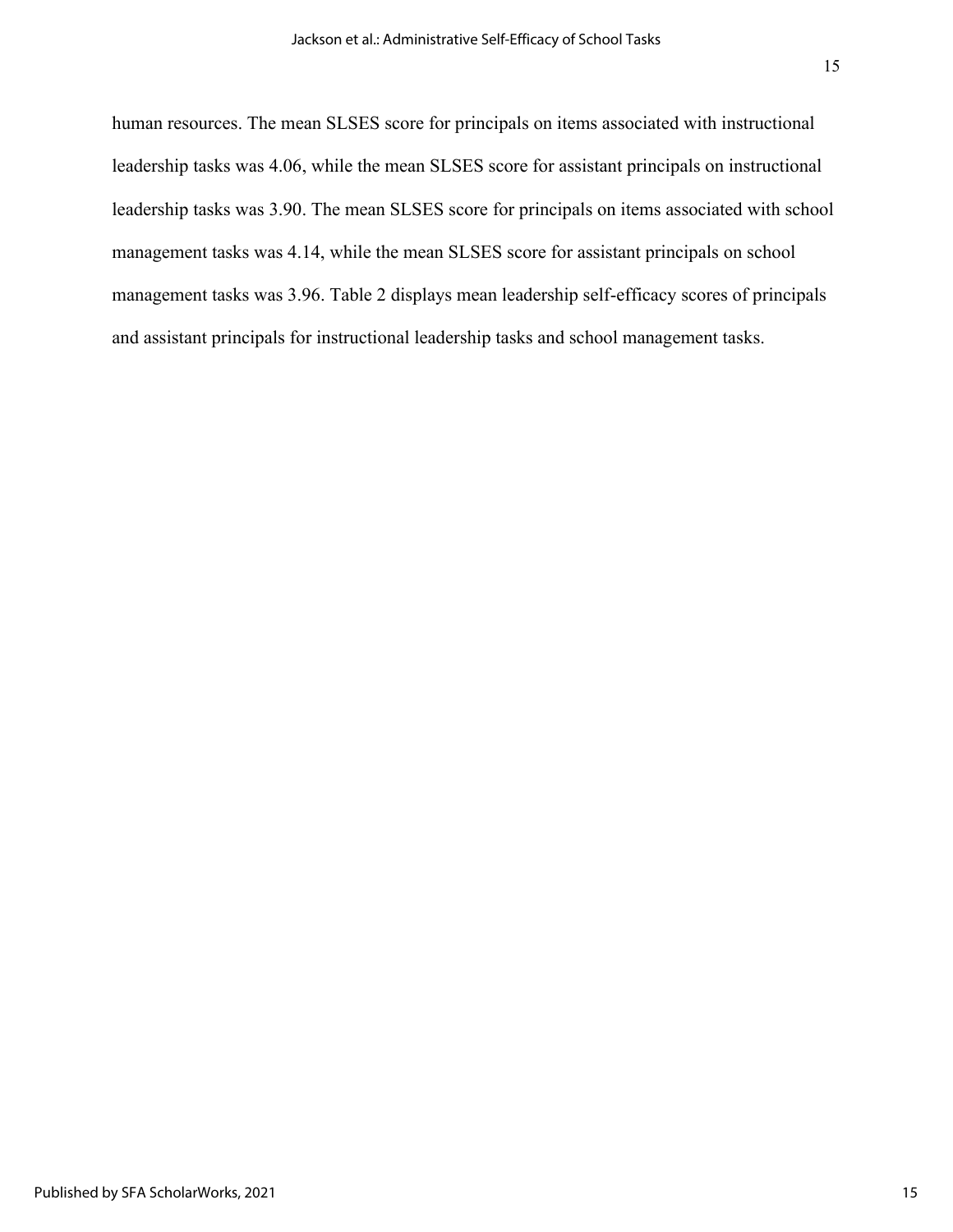human resources. The mean SLSES score for principals on items associated with instructional leadership tasks was 4.06, while the mean SLSES score for assistant principals on instructional leadership tasks was 3.90. The mean SLSES score for principals on items associated with school management tasks was 4.14, while the mean SLSES score for assistant principals on school management tasks was 3.96. Table 2 displays mean leadership self-efficacy scores of principals and assistant principals for instructional leadership tasks and school management tasks.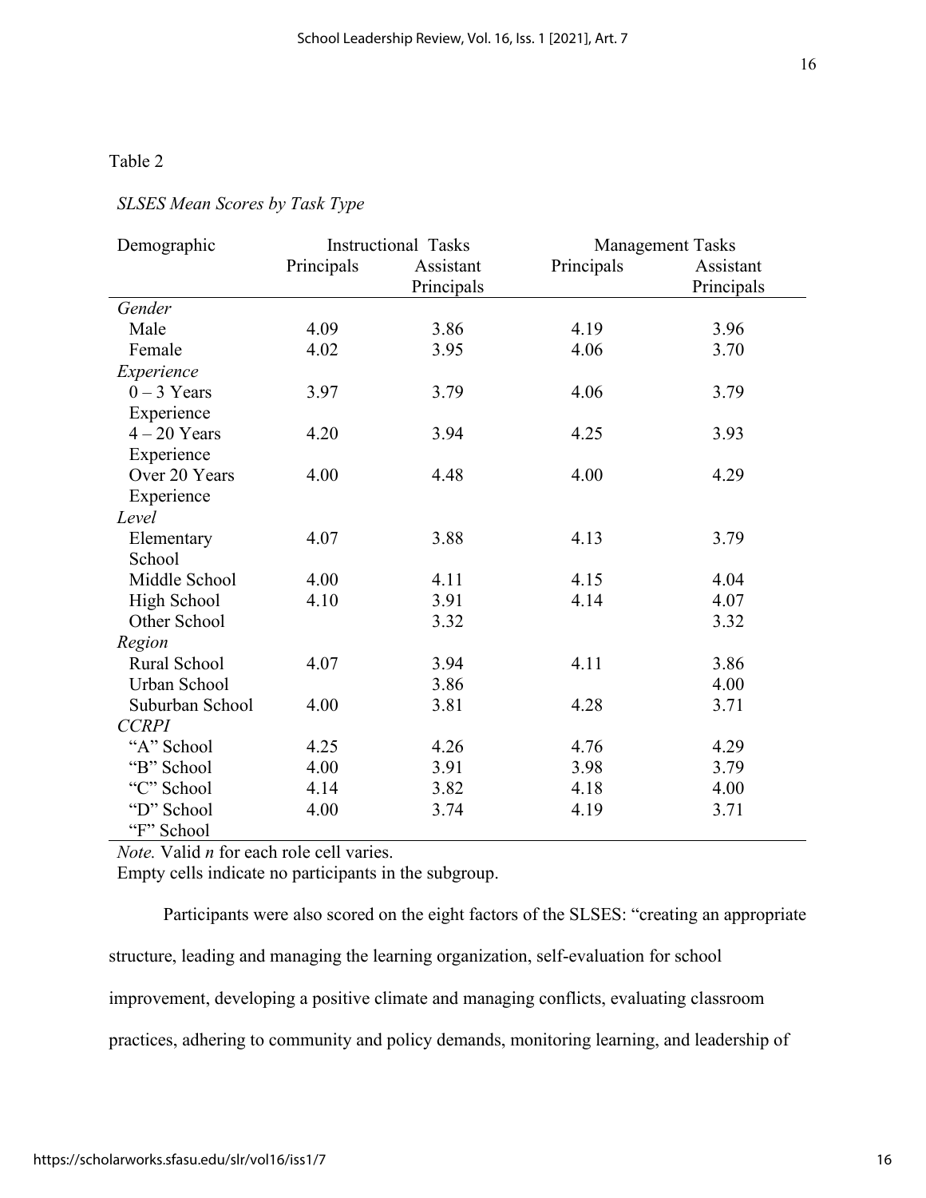Table 2

*SLSES Mean Scores by Task Type*

| Demographic | Instructional Tasks | | Management Tasks | |
|---|---|---|---|---|
| | Principals | Assistant Principals | Principals | Assistant Principals |
| *Gender* | | | | |
| Male | 4.09 | 3.86 | 4.19 | 3.96 |
| Female | 4.02 | 3.95 | 4.06 | 3.70 |
| *Experience* | | | | |
| 0 – 3 Years Experience | 3.97 | 3.79 | 4.06 | 3.79 |
| 4 – 20 Years Experience | 4.20 | 3.94 | 4.25 | 3.93 |
| Over 20 Years Experience | 4.00 | 4.48 | 4.00 | 4.29 |
| *Level* | | | | |
| Elementary School | 4.07 | 3.88 | 4.13 | 3.79 |
| Middle School | 4.00 | 4.11 | 4.15 | 4.04 |
| High School | 4.10 | 3.91 | 4.14 | 4.07 |
| Other School | | 3.32 | | 3.32 |
| *Region* | | | | |
| Rural School | 4.07 | 3.94 | 4.11 | 3.86 |
| Urban School | | 3.86 | | 4.00 |
| Suburban School | 4.00 | 3.81 | 4.28 | 3.71 |
| *CCRPI* | | | | |
| "A" School | 4.25 | 4.26 | 4.76 | 4.29 |
| "B" School | 4.00 | 3.91 | 3.98 | 3.79 |
| "C" School | 4.14 | 3.82 | 4.18 | 4.00 |
| "D" School | 4.00 | 3.74 | 4.19 | 3.71 |
| "F" School | | | | |

*Note.* Valid *n* for each role cell varies.
Empty cells indicate no participants in the subgroup.

Participants were also scored on the eight factors of the SLSES: "creating an appropriate structure, leading and managing the learning organization, self-evaluation for school improvement, developing a positive climate and managing conflicts, evaluating classroom practices, adhering to community and policy demands, monitoring learning, and leadership of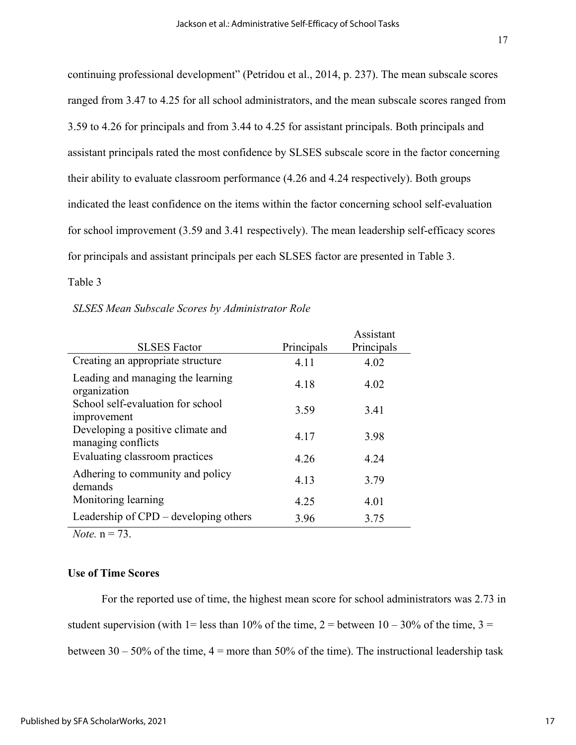continuing professional development" (Petridou et al., 2014, p. 237). The mean subscale scores ranged from 3.47 to 4.25 for all school administrators, and the mean subscale scores ranged from 3.59 to 4.26 for principals and from 3.44 to 4.25 for assistant principals. Both principals and assistant principals rated the most confidence by SLSES subscale score in the factor concerning their ability to evaluate classroom performance (4.26 and 4.24 respectively). Both groups indicated the least confidence on the items within the factor concerning school self-evaluation for school improvement (3.59 and 3.41 respectively). The mean leadership self-efficacy scores for principals and assistant principals per each SLSES factor are presented in Table 3.

Table 3

*SLSES Mean Subscale Scores by Administrator Role*

| SLSES Factor | Principals | Assistant Principals |
|---|---|---|
| Creating an appropriate structure | 4.11 | 4.02 |
| Leading and managing the learning organization | 4.18 | 4.02 |
| School self-evaluation for school improvement | 3.59 | 3.41 |
| Developing a positive climate and managing conflicts | 4.17 | 3.98 |
| Evaluating classroom practices | 4.26 | 4.24 |
| Adhering to community and policy demands | 4.13 | 3.79 |
| Monitoring learning | 4.25 | 4.01 |
| Leadership of CPD – developing others | 3.96 | 3.75 |

*Note.* n = 73.

**Use of Time Scores**

For the reported use of time, the highest mean score for school administrators was 2.73 in student supervision (with 1= less than 10% of the time, 2 = between 10 – 30% of the time, 3 = between 30 – 50% of the time, 4 = more than 50% of the time). The instructional leadership task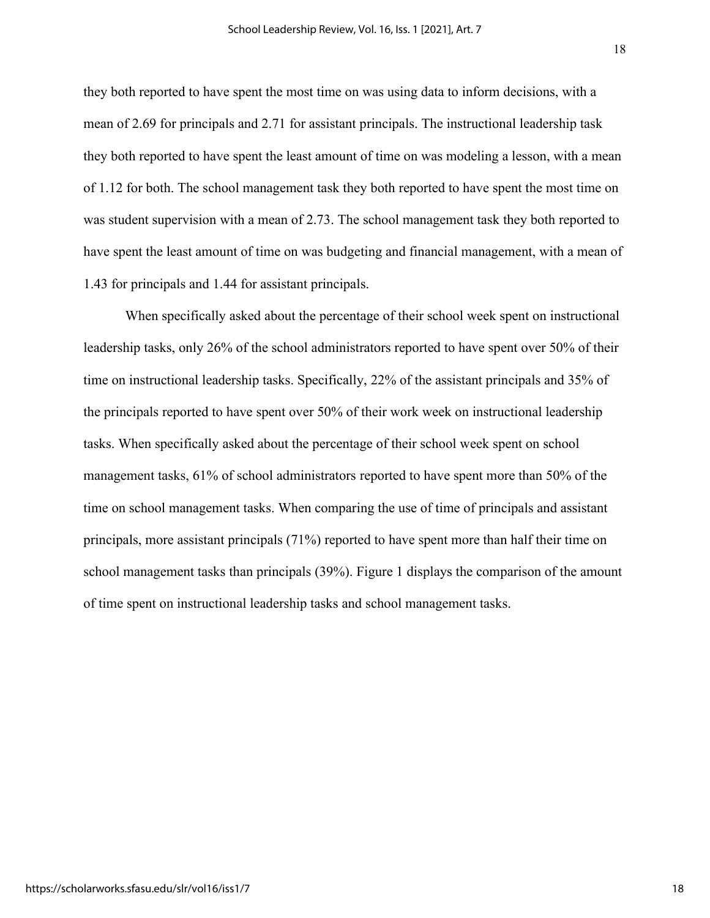they both reported to have spent the most time on was using data to inform decisions, with a mean of 2.69 for principals and 2.71 for assistant principals. The instructional leadership task they both reported to have spent the least amount of time on was modeling a lesson, with a mean of 1.12 for both. The school management task they both reported to have spent the most time on was student supervision with a mean of 2.73. The school management task they both reported to have spent the least amount of time on was budgeting and financial management, with a mean of 1.43 for principals and 1.44 for assistant principals.

When specifically asked about the percentage of their school week spent on instructional leadership tasks, only 26% of the school administrators reported to have spent over 50% of their time on instructional leadership tasks. Specifically, 22% of the assistant principals and 35% of the principals reported to have spent over 50% of their work week on instructional leadership tasks. When specifically asked about the percentage of their school week spent on school management tasks, 61% of school administrators reported to have spent more than 50% of the time on school management tasks. When comparing the use of time of principals and assistant principals, more assistant principals (71%) reported to have spent more than half their time on school management tasks than principals (39%). Figure 1 displays the comparison of the amount of time spent on instructional leadership tasks and school management tasks.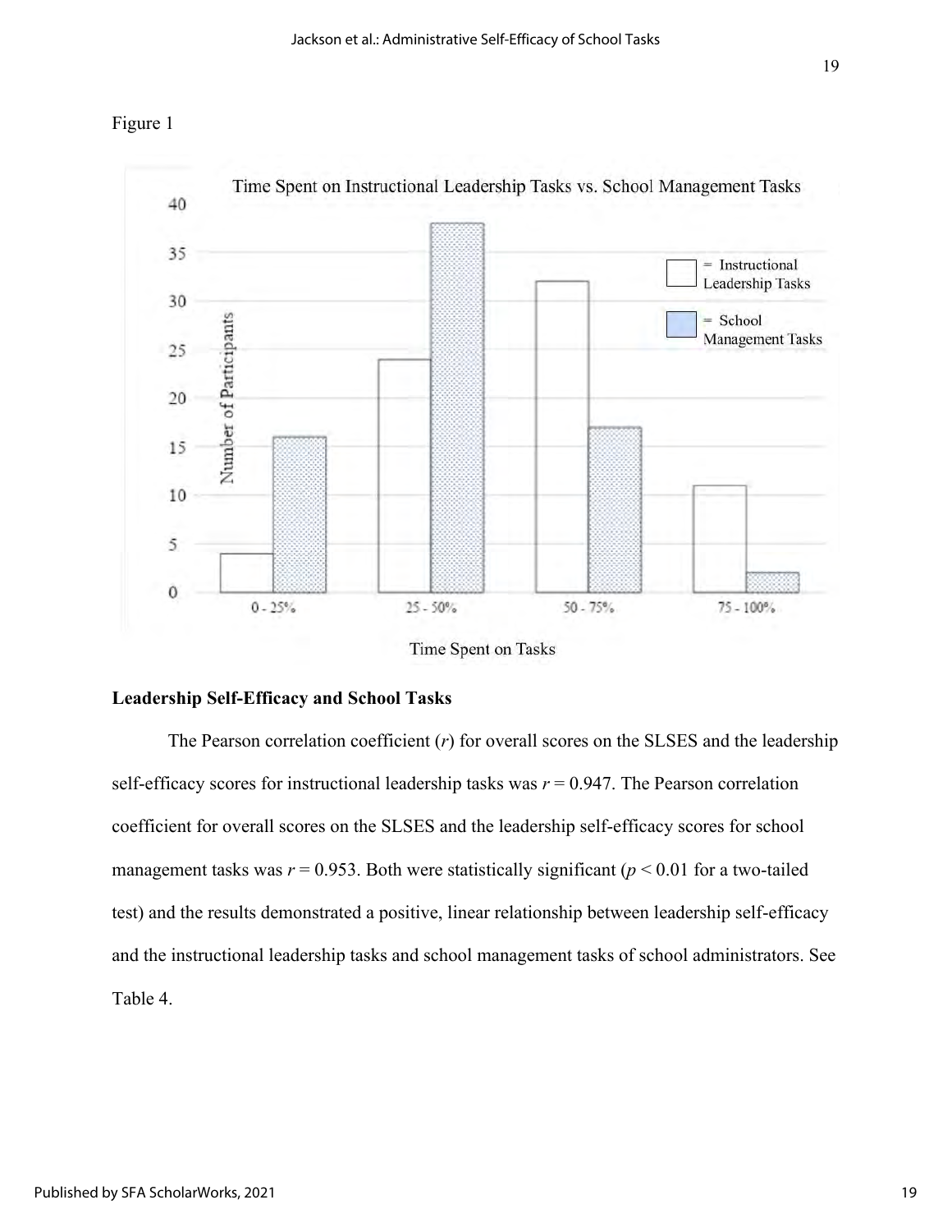Figure 1

Time Spent on Instructional Leadership Tasks vs. School Management Tasks

| Time Spent on Tasks | Instructional Leadership Tasks | School Management Tasks |
|---|---|---|
| 0 - 25% | 4 | 16 |
| 25 - 50% | 24 | 38 |
| 50 - 75% | 32 | 17 |
| 75 - 100% | 11 | 2 |

## Leadership Self-Efficacy and School Tasks

The Pearson correlation coefficient ($r$) for overall scores on the SLSES and the leadership self-efficacy scores for instructional leadership tasks was $r = 0.947$. The Pearson correlation coefficient for overall scores on the SLSES and the leadership self-efficacy scores for school management tasks was $r = 0.953$. Both were statistically significant ($p < 0.01$ for a two-tailed test) and the results demonstrated a positive, linear relationship between leadership self-efficacy and the instructional leadership tasks and school management tasks of school administrators. See Table 4.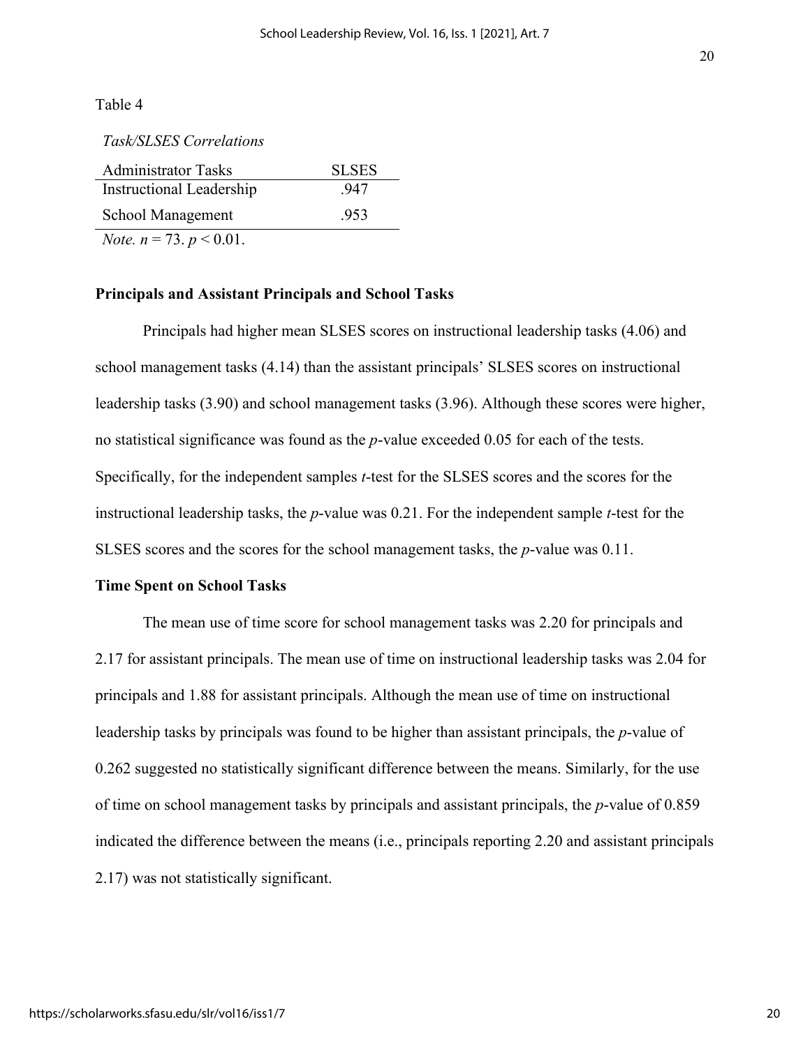Table 4

*Task/SLSES Correlations*

| Administrator Tasks | SLSES |
|---|---|
| Instructional Leadership | .947 |
| School Management | .953 |

*Note.* $n = 73$. $p < 0.01$.

**Principals and Assistant Principals and School Tasks**

Principals had higher mean SLSES scores on instructional leadership tasks (4.06) and school management tasks (4.14) than the assistant principals' SLSES scores on instructional leadership tasks (3.90) and school management tasks (3.96). Although these scores were higher, no statistical significance was found as the *p*-value exceeded 0.05 for each of the tests. Specifically, for the independent samples *t*-test for the SLSES scores and the scores for the instructional leadership tasks, the *p*-value was 0.21. For the independent sample *t*-test for the SLSES scores and the scores for the school management tasks, the *p*-value was 0.11.

**Time Spent on School Tasks**

The mean use of time score for school management tasks was 2.20 for principals and 2.17 for assistant principals. The mean use of time on instructional leadership tasks was 2.04 for principals and 1.88 for assistant principals. Although the mean use of time on instructional leadership tasks by principals was found to be higher than assistant principals, the *p*-value of 0.262 suggested no statistically significant difference between the means. Similarly, for the use of time on school management tasks by principals and assistant principals, the *p*-value of 0.859 indicated the difference between the means (i.e., principals reporting 2.20 and assistant principals 2.17) was not statistically significant.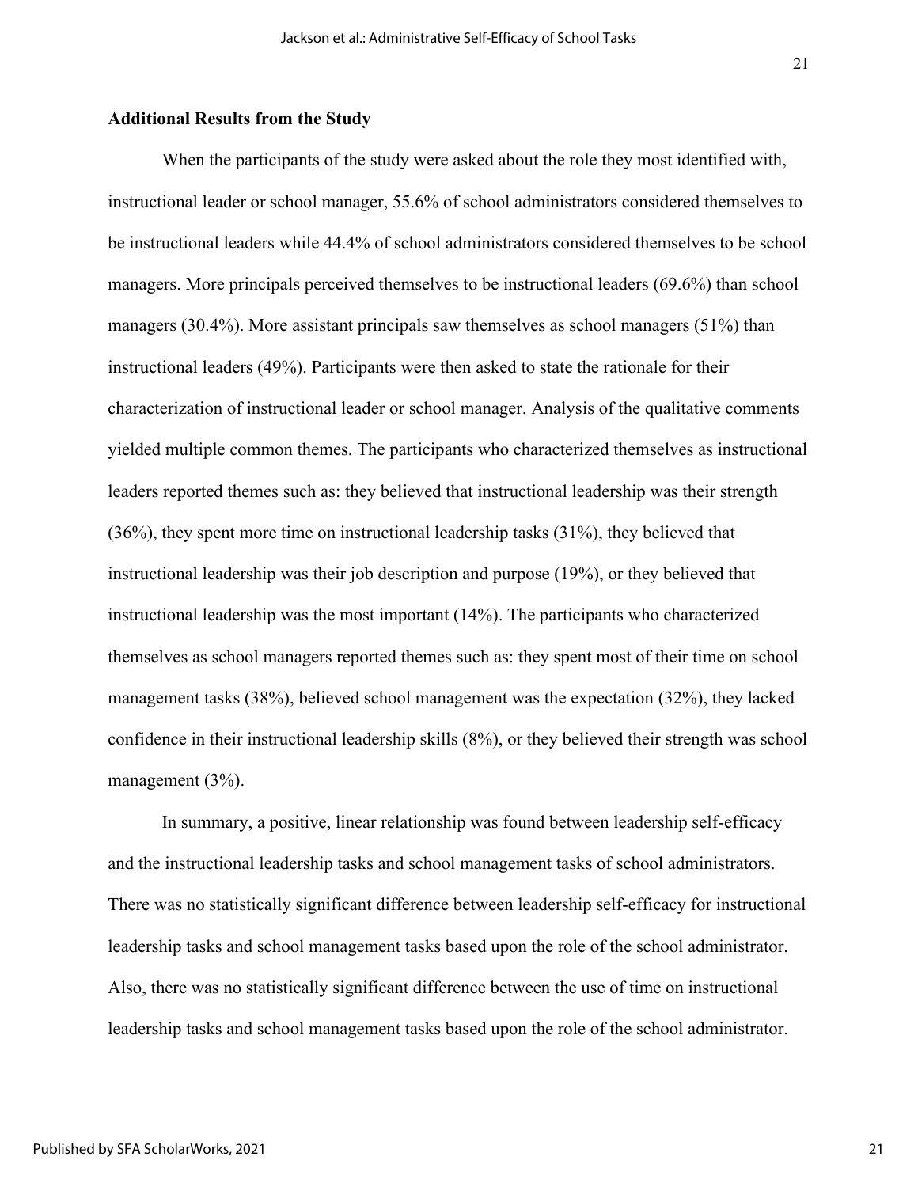### Additional Results from the Study

When the participants of the study were asked about the role they most identified with, instructional leader or school manager, 55.6% of school administrators considered themselves to be instructional leaders while 44.4% of school administrators considered themselves to be school managers. More principals perceived themselves to be instructional leaders (69.6%) than school managers (30.4%). More assistant principals saw themselves as school managers (51%) than instructional leaders (49%). Participants were then asked to state the rationale for their characterization of instructional leader or school manager. Analysis of the qualitative comments yielded multiple common themes. The participants who characterized themselves as instructional leaders reported themes such as: they believed that instructional leadership was their strength (36%), they spent more time on instructional leadership tasks (31%), they believed that instructional leadership was their job description and purpose (19%), or they believed that instructional leadership was the most important (14%). The participants who characterized themselves as school managers reported themes such as: they spent most of their time on school management tasks (38%), believed school management was the expectation (32%), they lacked confidence in their instructional leadership skills (8%), or they believed their strength was school management (3%).

In summary, a positive, linear relationship was found between leadership self-efficacy and the instructional leadership tasks and school management tasks of school administrators. There was no statistically significant difference between leadership self-efficacy for instructional leadership tasks and school management tasks based upon the role of the school administrator. Also, there was no statistically significant difference between the use of time on instructional leadership tasks and school management tasks based upon the role of the school administrator.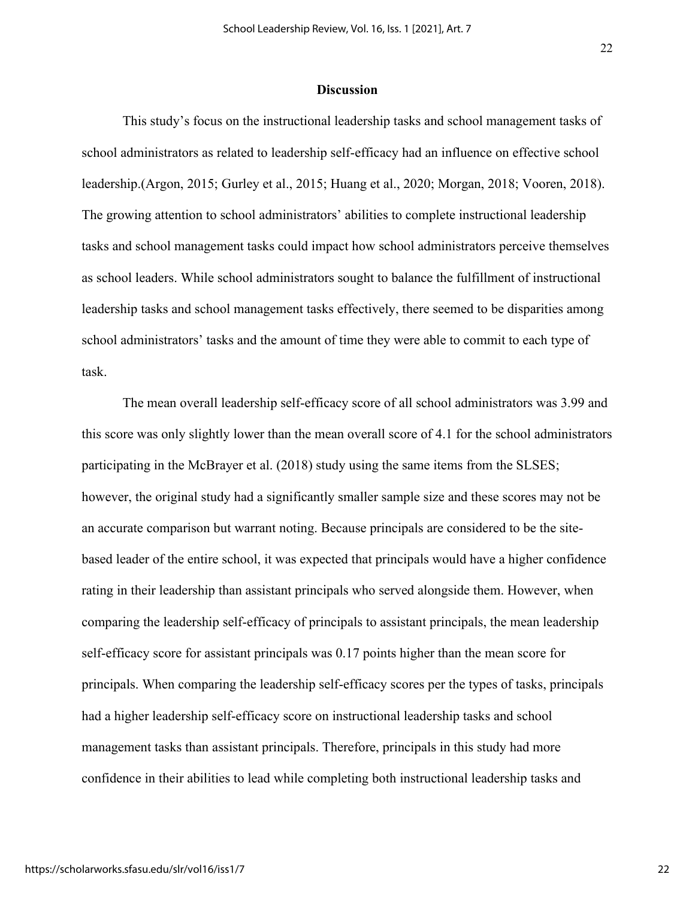## Discussion

This study's focus on the instructional leadership tasks and school management tasks of school administrators as related to leadership self-efficacy had an influence on effective school leadership.(Argon, 2015; Gurley et al., 2015; Huang et al., 2020; Morgan, 2018; Vooren, 2018). The growing attention to school administrators' abilities to complete instructional leadership tasks and school management tasks could impact how school administrators perceive themselves as school leaders. While school administrators sought to balance the fulfillment of instructional leadership tasks and school management tasks effectively, there seemed to be disparities among school administrators' tasks and the amount of time they were able to commit to each type of task.

The mean overall leadership self-efficacy score of all school administrators was 3.99 and this score was only slightly lower than the mean overall score of 4.1 for the school administrators participating in the McBrayer et al. (2018) study using the same items from the SLSES; however, the original study had a significantly smaller sample size and these scores may not be an accurate comparison but warrant noting. Because principals are considered to be the site-based leader of the entire school, it was expected that principals would have a higher confidence rating in their leadership than assistant principals who served alongside them. However, when comparing the leadership self-efficacy of principals to assistant principals, the mean leadership self-efficacy score for assistant principals was 0.17 points higher than the mean score for principals. When comparing the leadership self-efficacy scores per the types of tasks, principals had a higher leadership self-efficacy score on instructional leadership tasks and school management tasks than assistant principals. Therefore, principals in this study had more confidence in their abilities to lead while completing both instructional leadership tasks and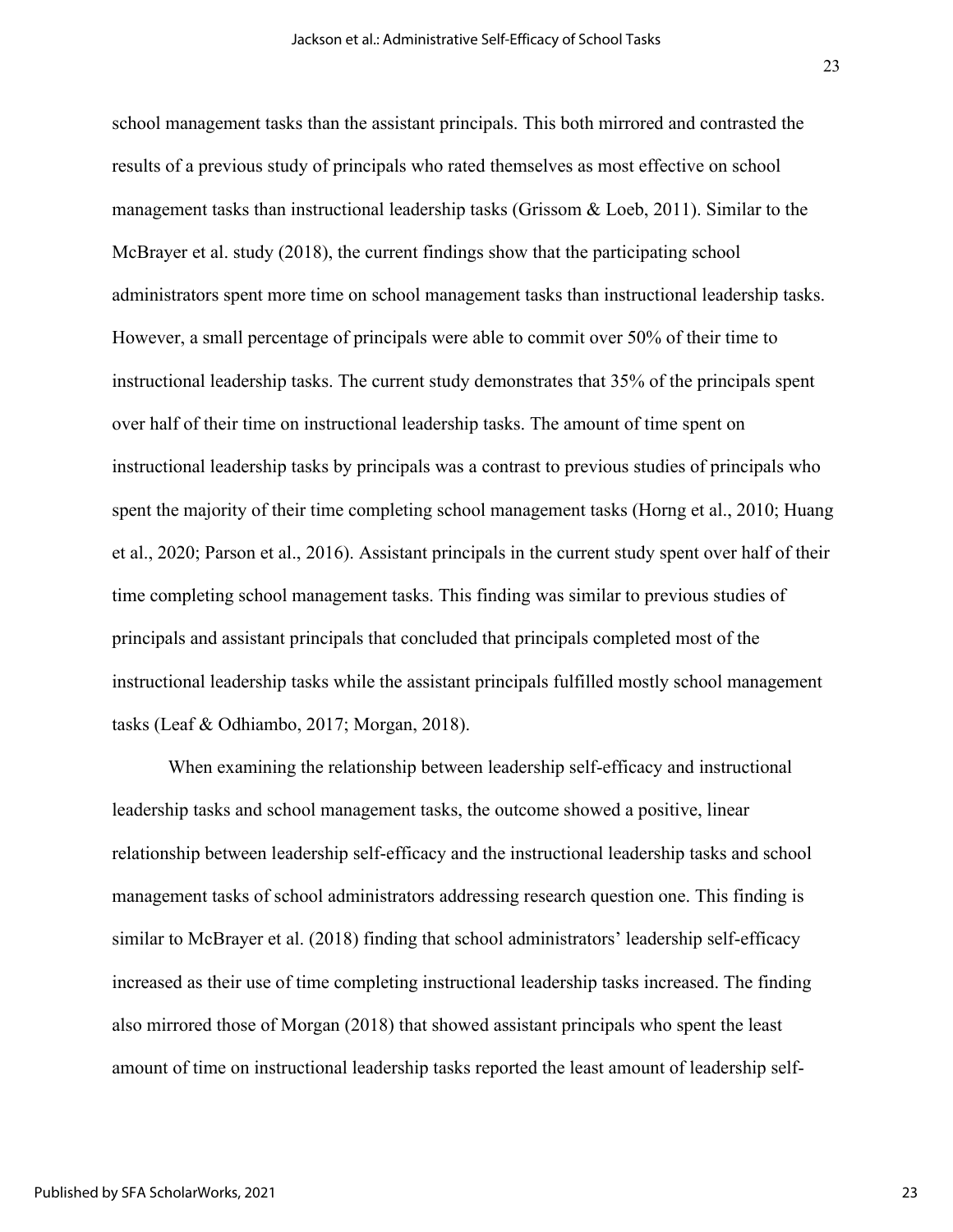school management tasks than the assistant principals. This both mirrored and contrasted the results of a previous study of principals who rated themselves as most effective on school management tasks than instructional leadership tasks (Grissom & Loeb, 2011). Similar to the McBrayer et al. study (2018), the current findings show that the participating school administrators spent more time on school management tasks than instructional leadership tasks. However, a small percentage of principals were able to commit over 50% of their time to instructional leadership tasks. The current study demonstrates that 35% of the principals spent over half of their time on instructional leadership tasks. The amount of time spent on instructional leadership tasks by principals was a contrast to previous studies of principals who spent the majority of their time completing school management tasks (Horng et al., 2010; Huang et al., 2020; Parson et al., 2016). Assistant principals in the current study spent over half of their time completing school management tasks. This finding was similar to previous studies of principals and assistant principals that concluded that principals completed most of the instructional leadership tasks while the assistant principals fulfilled mostly school management tasks (Leaf & Odhiambo, 2017; Morgan, 2018).

When examining the relationship between leadership self-efficacy and instructional leadership tasks and school management tasks, the outcome showed a positive, linear relationship between leadership self-efficacy and the instructional leadership tasks and school management tasks of school administrators addressing research question one. This finding is similar to McBrayer et al. (2018) finding that school administrators' leadership self-efficacy increased as their use of time completing instructional leadership tasks increased. The finding also mirrored those of Morgan (2018) that showed assistant principals who spent the least amount of time on instructional leadership tasks reported the least amount of leadership self-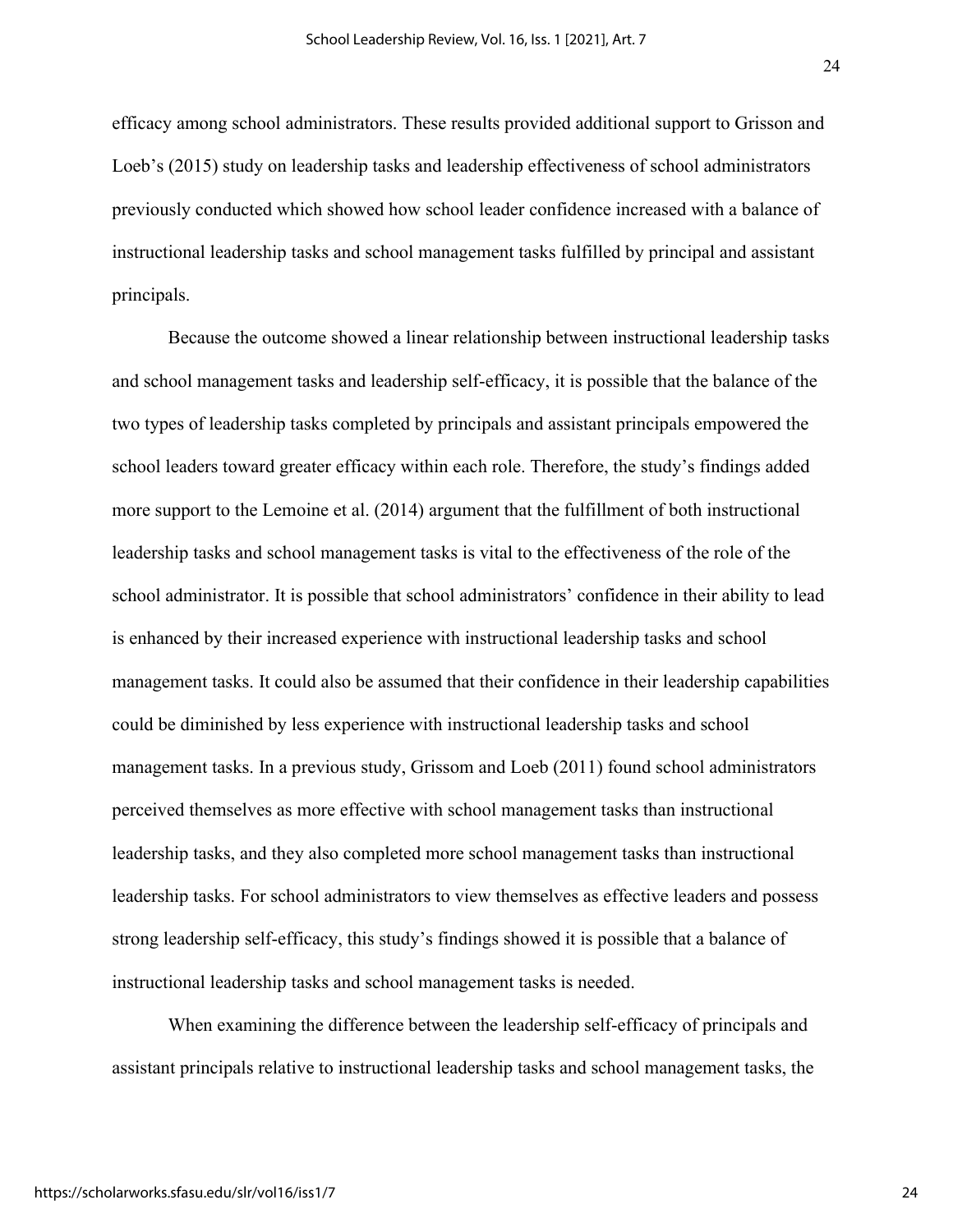efficacy among school administrators. These results provided additional support to Grisson and Loeb's (2015) study on leadership tasks and leadership effectiveness of school administrators previously conducted which showed how school leader confidence increased with a balance of instructional leadership tasks and school management tasks fulfilled by principal and assistant principals.

Because the outcome showed a linear relationship between instructional leadership tasks and school management tasks and leadership self-efficacy, it is possible that the balance of the two types of leadership tasks completed by principals and assistant principals empowered the school leaders toward greater efficacy within each role. Therefore, the study's findings added more support to the Lemoine et al. (2014) argument that the fulfillment of both instructional leadership tasks and school management tasks is vital to the effectiveness of the role of the school administrator. It is possible that school administrators' confidence in their ability to lead is enhanced by their increased experience with instructional leadership tasks and school management tasks. It could also be assumed that their confidence in their leadership capabilities could be diminished by less experience with instructional leadership tasks and school management tasks. In a previous study, Grissom and Loeb (2011) found school administrators perceived themselves as more effective with school management tasks than instructional leadership tasks, and they also completed more school management tasks than instructional leadership tasks. For school administrators to view themselves as effective leaders and possess strong leadership self-efficacy, this study's findings showed it is possible that a balance of instructional leadership tasks and school management tasks is needed.

When examining the difference between the leadership self-efficacy of principals and assistant principals relative to instructional leadership tasks and school management tasks, the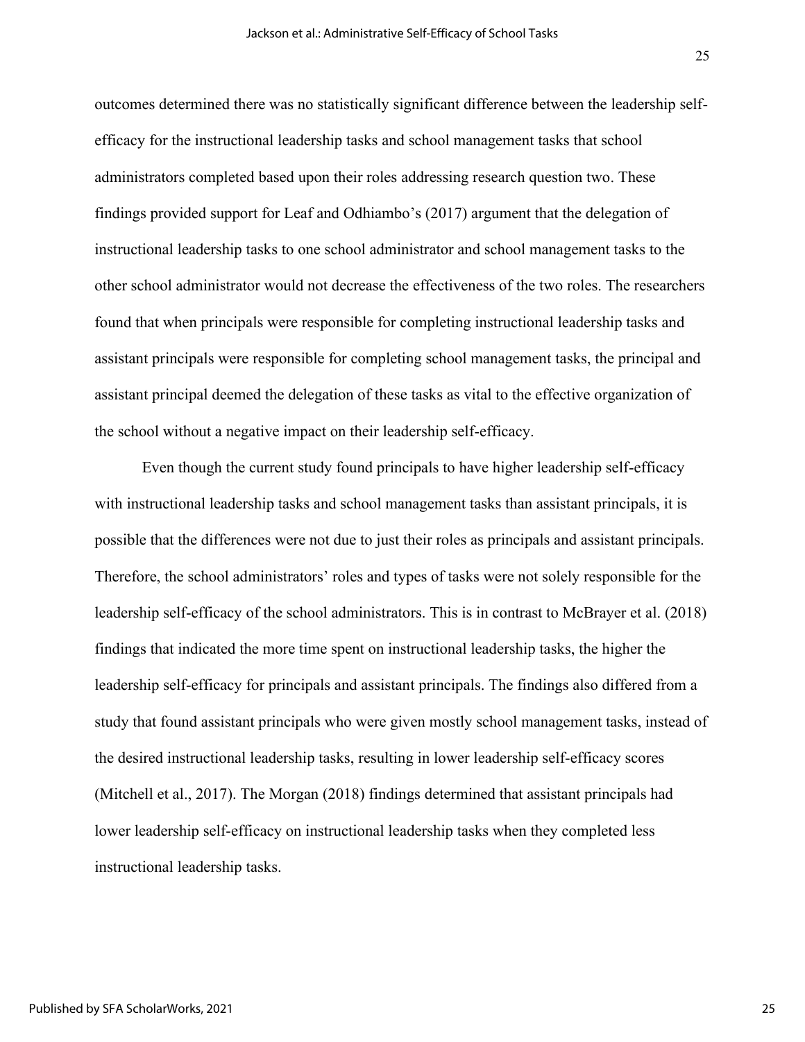outcomes determined there was no statistically significant difference between the leadership self-efficacy for the instructional leadership tasks and school management tasks that school administrators completed based upon their roles addressing research question two. These findings provided support for Leaf and Odhiambo's (2017) argument that the delegation of instructional leadership tasks to one school administrator and school management tasks to the other school administrator would not decrease the effectiveness of the two roles. The researchers found that when principals were responsible for completing instructional leadership tasks and assistant principals were responsible for completing school management tasks, the principal and assistant principal deemed the delegation of these tasks as vital to the effective organization of the school without a negative impact on their leadership self-efficacy.

Even though the current study found principals to have higher leadership self-efficacy with instructional leadership tasks and school management tasks than assistant principals, it is possible that the differences were not due to just their roles as principals and assistant principals. Therefore, the school administrators' roles and types of tasks were not solely responsible for the leadership self-efficacy of the school administrators. This is in contrast to McBrayer et al. (2018) findings that indicated the more time spent on instructional leadership tasks, the higher the leadership self-efficacy for principals and assistant principals. The findings also differed from a study that found assistant principals who were given mostly school management tasks, instead of the desired instructional leadership tasks, resulting in lower leadership self-efficacy scores (Mitchell et al., 2017). The Morgan (2018) findings determined that assistant principals had lower leadership self-efficacy on instructional leadership tasks when they completed less instructional leadership tasks.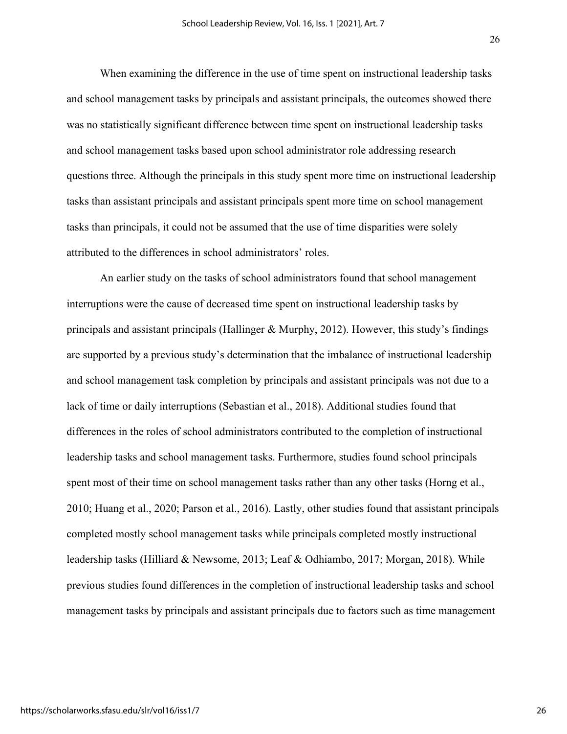When examining the difference in the use of time spent on instructional leadership tasks and school management tasks by principals and assistant principals, the outcomes showed there was no statistically significant difference between time spent on instructional leadership tasks and school management tasks based upon school administrator role addressing research questions three. Although the principals in this study spent more time on instructional leadership tasks than assistant principals and assistant principals spent more time on school management tasks than principals, it could not be assumed that the use of time disparities were solely attributed to the differences in school administrators' roles.

An earlier study on the tasks of school administrators found that school management interruptions were the cause of decreased time spent on instructional leadership tasks by principals and assistant principals (Hallinger & Murphy, 2012). However, this study's findings are supported by a previous study's determination that the imbalance of instructional leadership and school management task completion by principals and assistant principals was not due to a lack of time or daily interruptions (Sebastian et al., 2018). Additional studies found that differences in the roles of school administrators contributed to the completion of instructional leadership tasks and school management tasks. Furthermore, studies found school principals spent most of their time on school management tasks rather than any other tasks (Horng et al., 2010; Huang et al., 2020; Parson et al., 2016). Lastly, other studies found that assistant principals completed mostly school management tasks while principals completed mostly instructional leadership tasks (Hilliard & Newsome, 2013; Leaf & Odhiambo, 2017; Morgan, 2018). While previous studies found differences in the completion of instructional leadership tasks and school management tasks by principals and assistant principals due to factors such as time management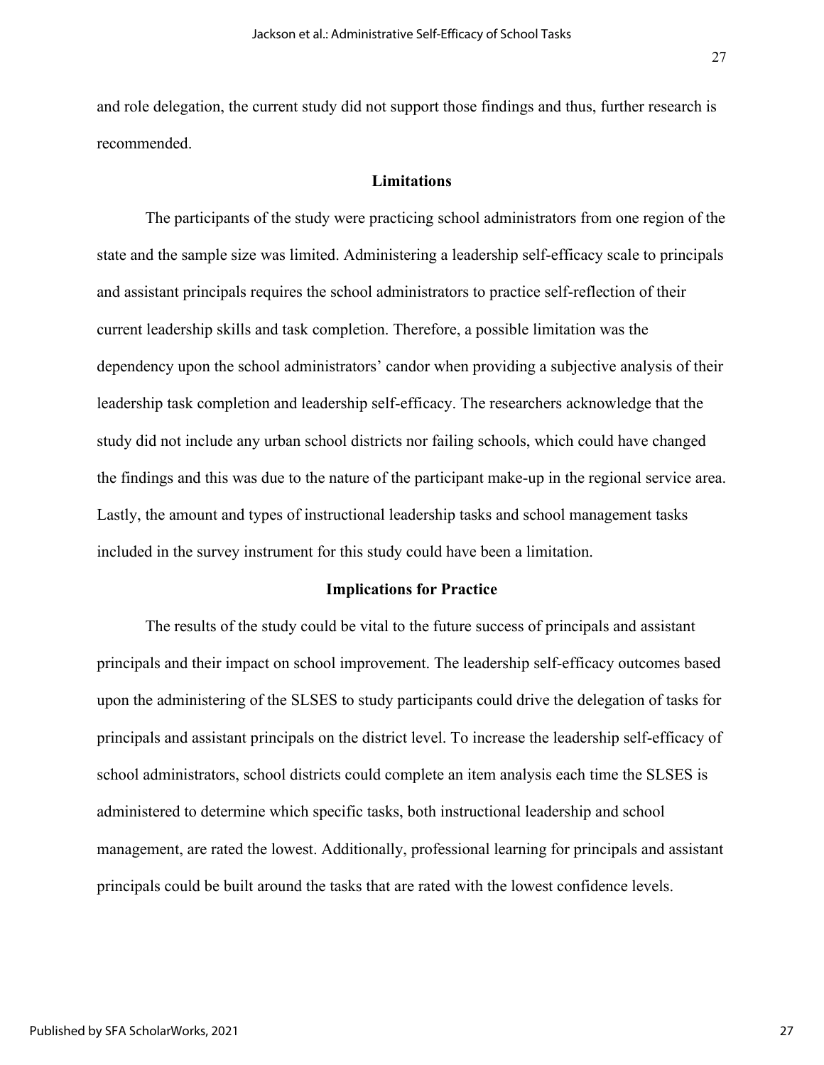and role delegation, the current study did not support those findings and thus, further research is recommended.

## Limitations

The participants of the study were practicing school administrators from one region of the state and the sample size was limited. Administering a leadership self-efficacy scale to principals and assistant principals requires the school administrators to practice self-reflection of their current leadership skills and task completion. Therefore, a possible limitation was the dependency upon the school administrators' candor when providing a subjective analysis of their leadership task completion and leadership self-efficacy. The researchers acknowledge that the study did not include any urban school districts nor failing schools, which could have changed the findings and this was due to the nature of the participant make-up in the regional service area. Lastly, the amount and types of instructional leadership tasks and school management tasks included in the survey instrument for this study could have been a limitation.

## Implications for Practice

The results of the study could be vital to the future success of principals and assistant principals and their impact on school improvement. The leadership self-efficacy outcomes based upon the administering of the SLSES to study participants could drive the delegation of tasks for principals and assistant principals on the district level. To increase the leadership self-efficacy of school administrators, school districts could complete an item analysis each time the SLSES is administered to determine which specific tasks, both instructional leadership and school management, are rated the lowest. Additionally, professional learning for principals and assistant principals could be built around the tasks that are rated with the lowest confidence levels.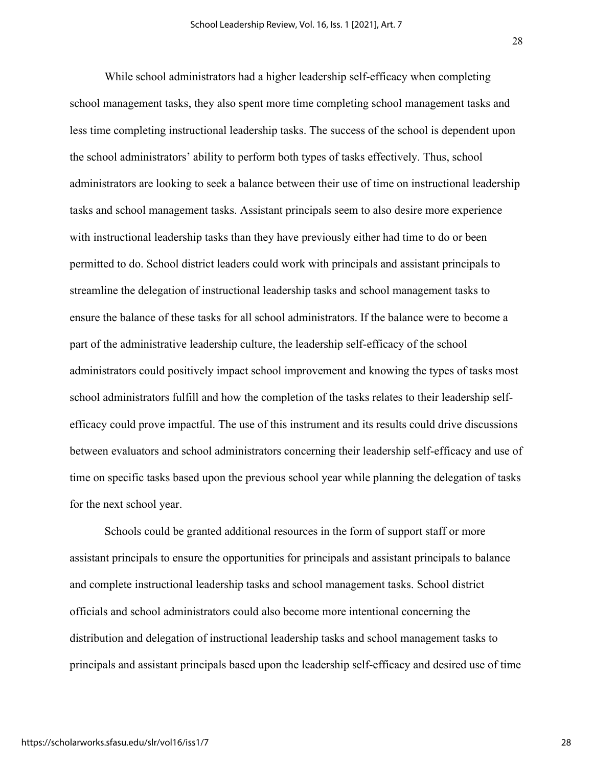While school administrators had a higher leadership self-efficacy when completing school management tasks, they also spent more time completing school management tasks and less time completing instructional leadership tasks. The success of the school is dependent upon the school administrators' ability to perform both types of tasks effectively. Thus, school administrators are looking to seek a balance between their use of time on instructional leadership tasks and school management tasks. Assistant principals seem to also desire more experience with instructional leadership tasks than they have previously either had time to do or been permitted to do. School district leaders could work with principals and assistant principals to streamline the delegation of instructional leadership tasks and school management tasks to ensure the balance of these tasks for all school administrators. If the balance were to become a part of the administrative leadership culture, the leadership self-efficacy of the school administrators could positively impact school improvement and knowing the types of tasks most school administrators fulfill and how the completion of the tasks relates to their leadership self-efficacy could prove impactful. The use of this instrument and its results could drive discussions between evaluators and school administrators concerning their leadership self-efficacy and use of time on specific tasks based upon the previous school year while planning the delegation of tasks for the next school year.

Schools could be granted additional resources in the form of support staff or more assistant principals to ensure the opportunities for principals and assistant principals to balance and complete instructional leadership tasks and school management tasks. School district officials and school administrators could also become more intentional concerning the distribution and delegation of instructional leadership tasks and school management tasks to principals and assistant principals based upon the leadership self-efficacy and desired use of time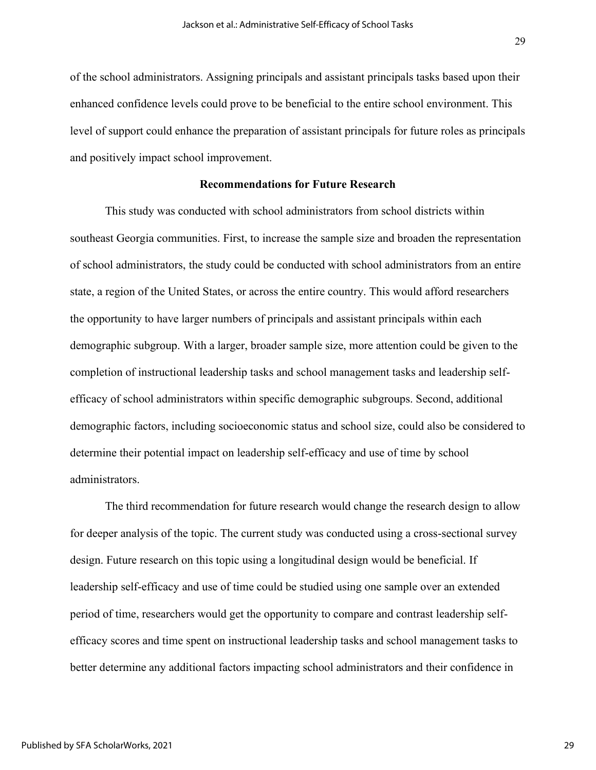of the school administrators. Assigning principals and assistant principals tasks based upon their enhanced confidence levels could prove to be beneficial to the entire school environment. This level of support could enhance the preparation of assistant principals for future roles as principals and positively impact school improvement.

## Recommendations for Future Research

This study was conducted with school administrators from school districts within southeast Georgia communities. First, to increase the sample size and broaden the representation of school administrators, the study could be conducted with school administrators from an entire state, a region of the United States, or across the entire country. This would afford researchers the opportunity to have larger numbers of principals and assistant principals within each demographic subgroup. With a larger, broader sample size, more attention could be given to the completion of instructional leadership tasks and school management tasks and leadership self-efficacy of school administrators within specific demographic subgroups. Second, additional demographic factors, including socioeconomic status and school size, could also be considered to determine their potential impact on leadership self-efficacy and use of time by school administrators.

The third recommendation for future research would change the research design to allow for deeper analysis of the topic. The current study was conducted using a cross-sectional survey design. Future research on this topic using a longitudinal design would be beneficial. If leadership self-efficacy and use of time could be studied using one sample over an extended period of time, researchers would get the opportunity to compare and contrast leadership self-efficacy scores and time spent on instructional leadership tasks and school management tasks to better determine any additional factors impacting school administrators and their confidence in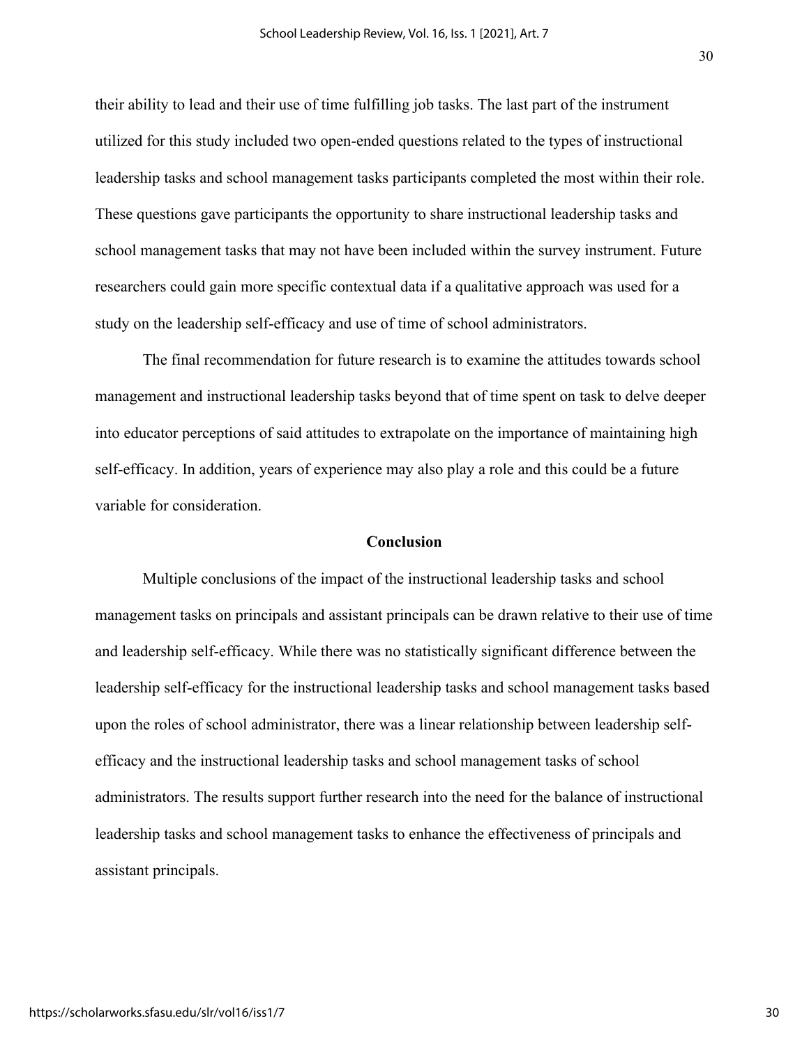their ability to lead and their use of time fulfilling job tasks. The last part of the instrument utilized for this study included two open-ended questions related to the types of instructional leadership tasks and school management tasks participants completed the most within their role. These questions gave participants the opportunity to share instructional leadership tasks and school management tasks that may not have been included within the survey instrument. Future researchers could gain more specific contextual data if a qualitative approach was used for a study on the leadership self-efficacy and use of time of school administrators.

The final recommendation for future research is to examine the attitudes towards school management and instructional leadership tasks beyond that of time spent on task to delve deeper into educator perceptions of said attitudes to extrapolate on the importance of maintaining high self-efficacy. In addition, years of experience may also play a role and this could be a future variable for consideration.

## Conclusion

Multiple conclusions of the impact of the instructional leadership tasks and school management tasks on principals and assistant principals can be drawn relative to their use of time and leadership self-efficacy. While there was no statistically significant difference between the leadership self-efficacy for the instructional leadership tasks and school management tasks based upon the roles of school administrator, there was a linear relationship between leadership self-efficacy and the instructional leadership tasks and school management tasks of school administrators. The results support further research into the need for the balance of instructional leadership tasks and school management tasks to enhance the effectiveness of principals and assistant principals.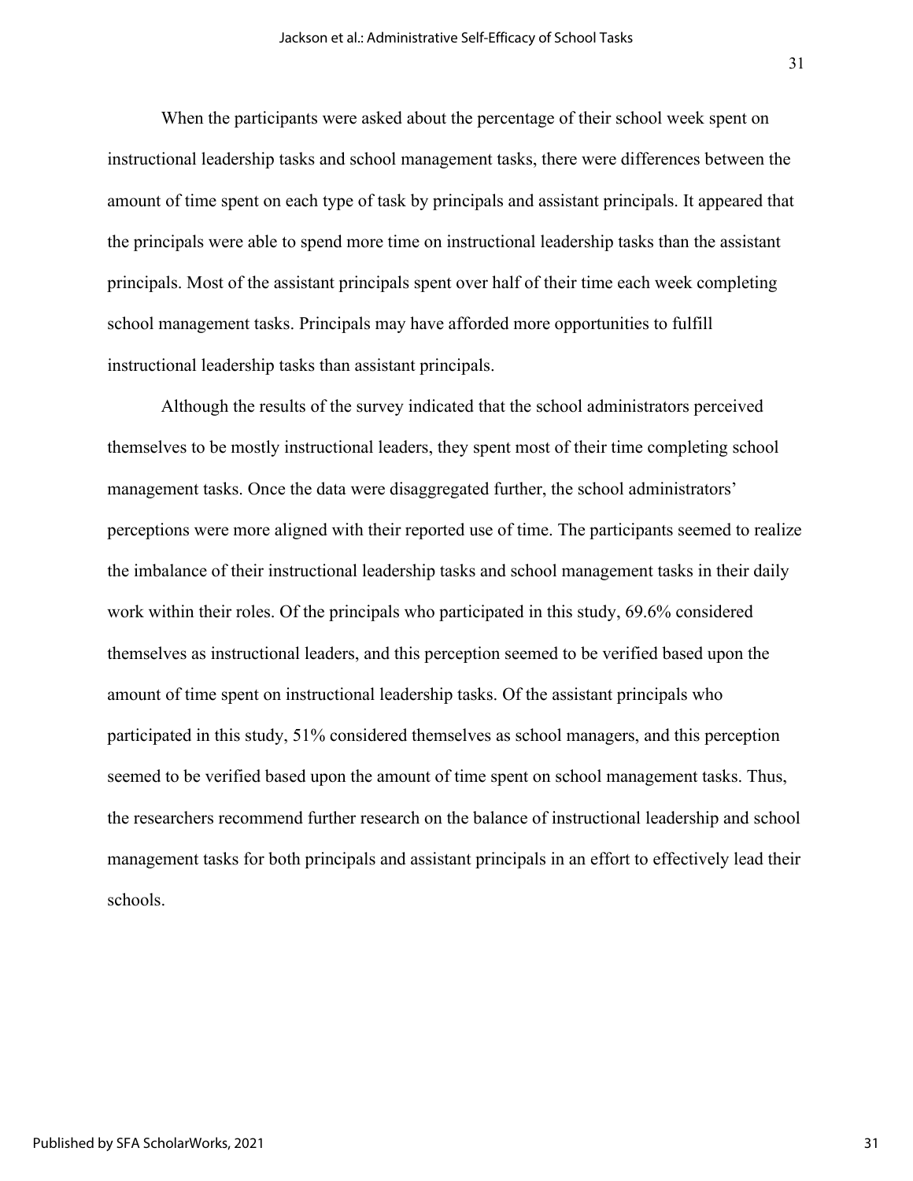When the participants were asked about the percentage of their school week spent on instructional leadership tasks and school management tasks, there were differences between the amount of time spent on each type of task by principals and assistant principals. It appeared that the principals were able to spend more time on instructional leadership tasks than the assistant principals. Most of the assistant principals spent over half of their time each week completing school management tasks. Principals may have afforded more opportunities to fulfill instructional leadership tasks than assistant principals.

Although the results of the survey indicated that the school administrators perceived themselves to be mostly instructional leaders, they spent most of their time completing school management tasks. Once the data were disaggregated further, the school administrators' perceptions were more aligned with their reported use of time. The participants seemed to realize the imbalance of their instructional leadership tasks and school management tasks in their daily work within their roles. Of the principals who participated in this study, 69.6% considered themselves as instructional leaders, and this perception seemed to be verified based upon the amount of time spent on instructional leadership tasks. Of the assistant principals who participated in this study, 51% considered themselves as school managers, and this perception seemed to be verified based upon the amount of time spent on school management tasks. Thus, the researchers recommend further research on the balance of instructional leadership and school management tasks for both principals and assistant principals in an effort to effectively lead their schools.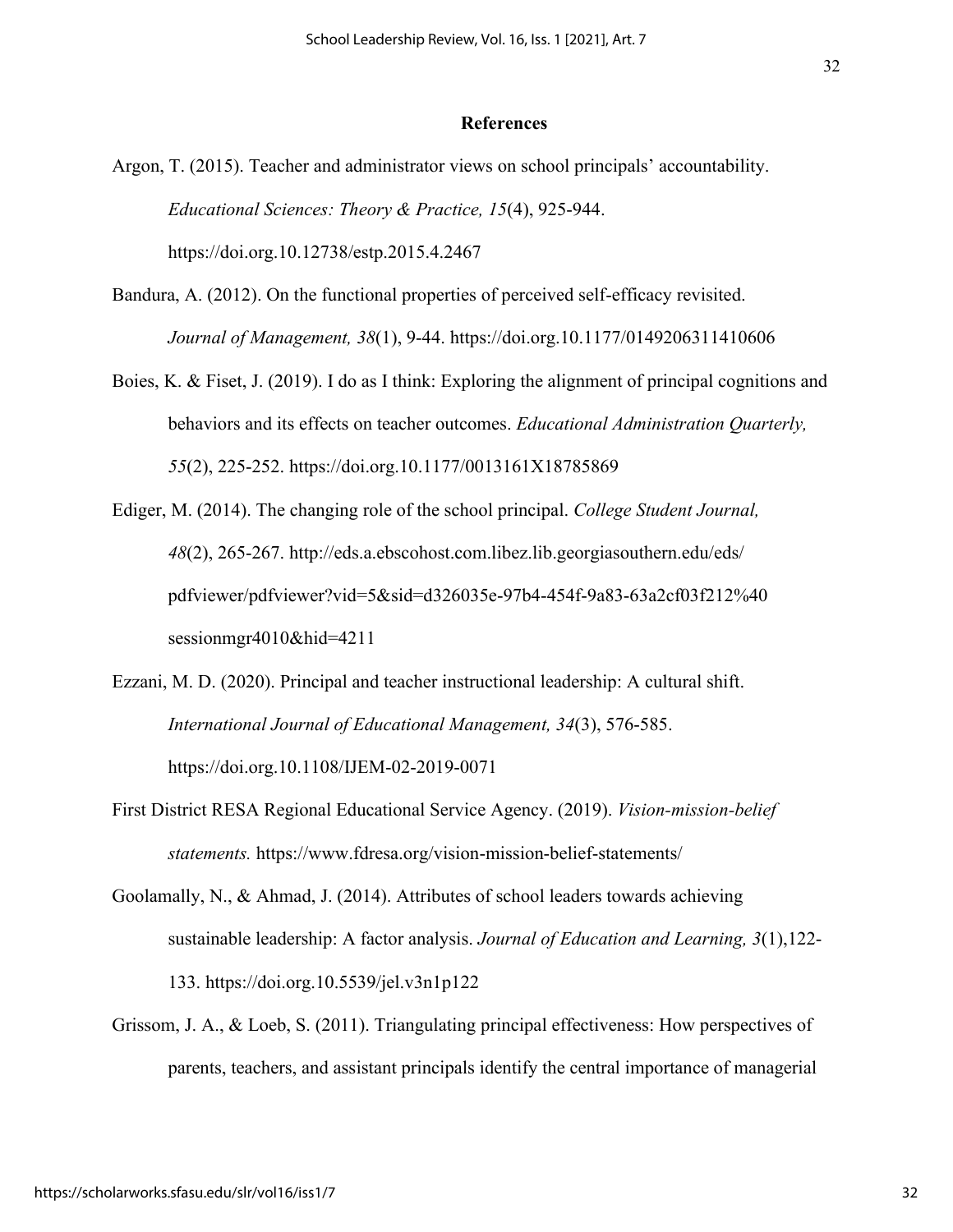## References

Argon, T. (2015). Teacher and administrator views on school principals' accountability. *Educational Sciences: Theory & Practice, 15*(4), 925-944. https://doi.org.10.12738/estp.2015.4.2467

Bandura, A. (2012). On the functional properties of perceived self-efficacy revisited. *Journal of Management, 38*(1), 9-44. https://doi.org.10.1177/0149206311410606

Boies, K. & Fiset, J. (2019). I do as I think: Exploring the alignment of principal cognitions and behaviors and its effects on teacher outcomes. *Educational Administration Quarterly, 55*(2), 225-252. https://doi.org.10.1177/0013161X18785869

Ediger, M. (2014). The changing role of the school principal. *College Student Journal, 48*(2), 265-267. http://eds.a.ebscohost.com.libez.lib.georgiasouthern.edu/eds/pdfviewer/pdfviewer?vid=5&sid=d326035e-97b4-454f-9a83-63a2cf03f212%40sessionmgr4010&hid=4211

Ezzani, M. D. (2020). Principal and teacher instructional leadership: A cultural shift. *International Journal of Educational Management, 34*(3), 576-585. https://doi.org.10.1108/IJEM-02-2019-0071

First District RESA Regional Educational Service Agency. (2019). *Vision-mission-belief statements.* https://www.fdresa.org/vision-mission-belief-statements/

Goolamally, N., & Ahmad, J. (2014). Attributes of school leaders towards achieving sustainable leadership: A factor analysis. *Journal of Education and Learning, 3*(1),122-133. https://doi.org.10.5539/jel.v3n1p122

Grissom, J. A., & Loeb, S. (2011). Triangulating principal effectiveness: How perspectives of parents, teachers, and assistant principals identify the central importance of managerial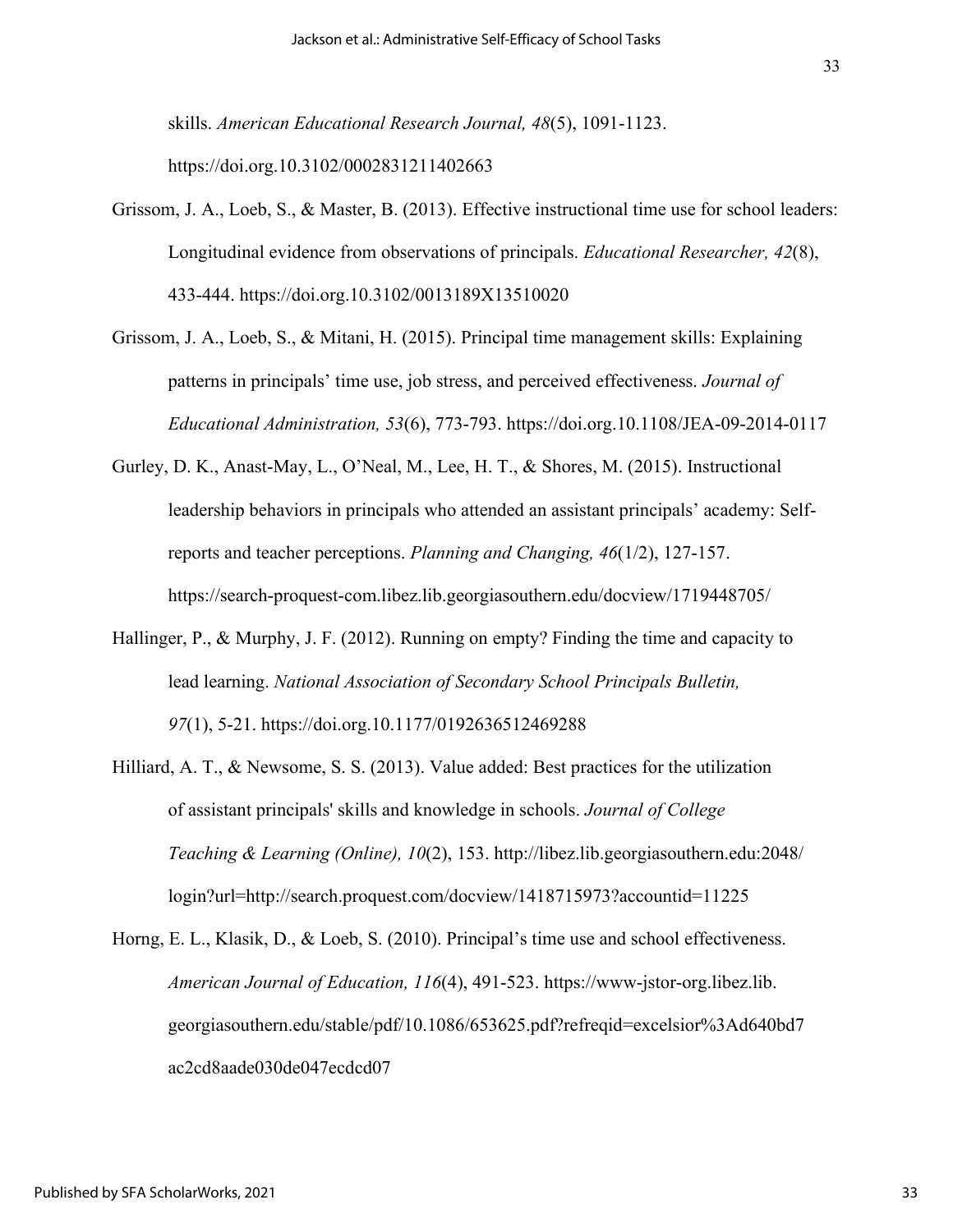skills. *American Educational Research Journal, 48*(5), 1091-1123. https://doi.org.10.3102/0002831211402663

Grissom, J. A., Loeb, S., & Master, B. (2013). Effective instructional time use for school leaders: Longitudinal evidence from observations of principals. *Educational Researcher, 42*(8), 433-444. https://doi.org.10.3102/0013189X13510020

Grissom, J. A., Loeb, S., & Mitani, H. (2015). Principal time management skills: Explaining patterns in principals' time use, job stress, and perceived effectiveness. *Journal of Educational Administration, 53*(6), 773-793. https://doi.org.10.1108/JEA-09-2014-0117

Gurley, D. K., Anast-May, L., O'Neal, M., Lee, H. T., & Shores, M. (2015). Instructional leadership behaviors in principals who attended an assistant principals' academy: Self-reports and teacher perceptions. *Planning and Changing, 46*(1/2), 127-157. https://search-proquest-com.libez.lib.georgiasouthern.edu/docview/1719448705/

Hallinger, P., & Murphy, J. F. (2012). Running on empty? Finding the time and capacity to lead learning. *National Association of Secondary School Principals Bulletin, 97*(1), 5-21. https://doi.org.10.1177/0192636512469288

Hilliard, A. T., & Newsome, S. S. (2013). Value added: Best practices for the utilization of assistant principals' skills and knowledge in schools. *Journal of College Teaching & Learning (Online), 10*(2), 153. http://libez.lib.georgiasouthern.edu:2048/login?url=http://search.proquest.com/docview/1418715973?accountid=11225

Horng, E. L., Klasik, D., & Loeb, S. (2010). Principal's time use and school effectiveness. *American Journal of Education, 116*(4), 491-523. https://www-jstor-org.libez.lib.georgiasouthern.edu/stable/pdf/10.1086/653625.pdf?refreqid=excelsior%3Ad640bd7ac2cd8aade030de047ecdcd07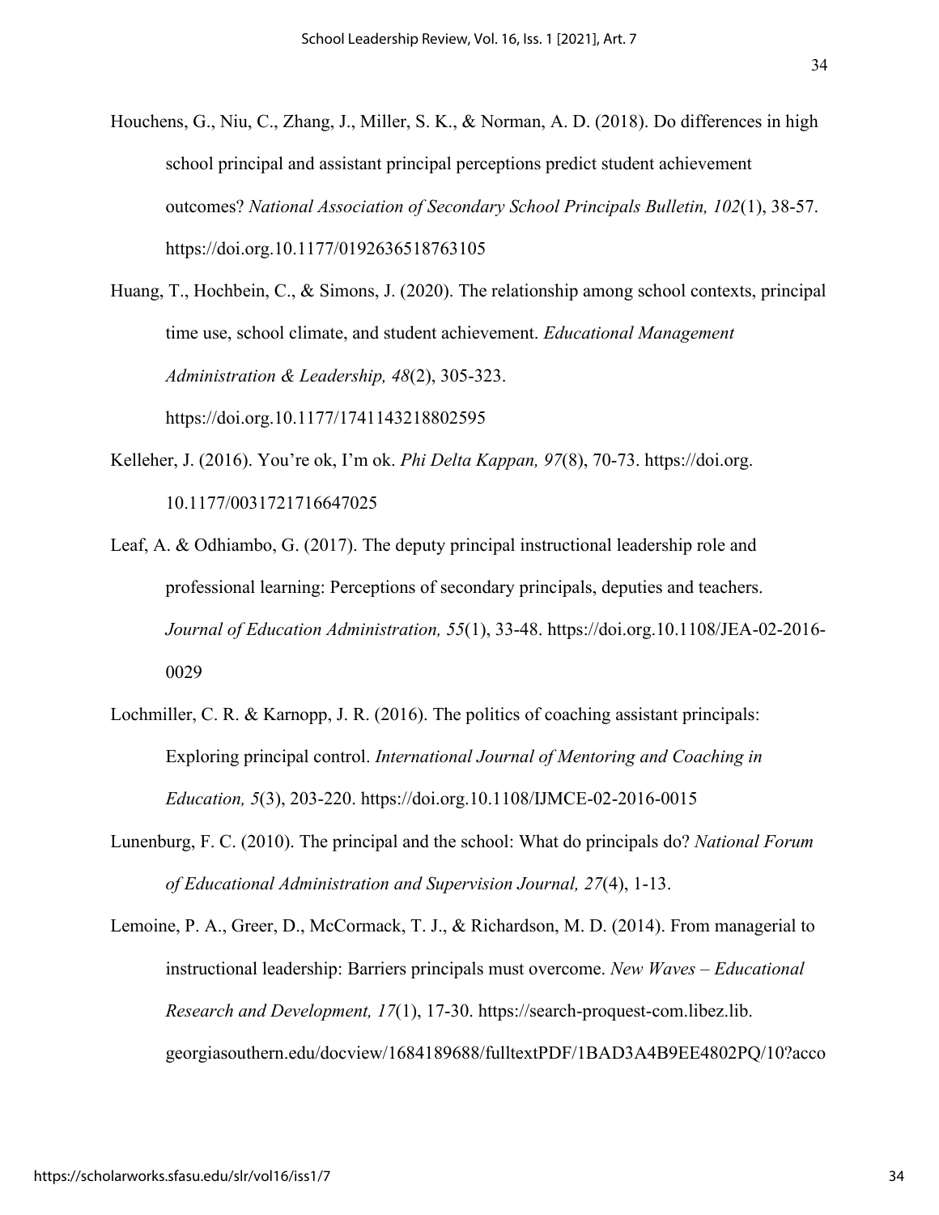Houchens, G., Niu, C., Zhang, J., Miller, S. K., & Norman, A. D. (2018). Do differences in high school principal and assistant principal perceptions predict student achievement outcomes? *National Association of Secondary School Principals Bulletin, 102*(1), 38-57. https://doi.org.10.1177/0192636518763105

Huang, T., Hochbein, C., & Simons, J. (2020). The relationship among school contexts, principal time use, school climate, and student achievement. *Educational Management Administration & Leadership, 48*(2), 305-323. https://doi.org.10.1177/1741143218802595

Kelleher, J. (2016). You're ok, I'm ok. *Phi Delta Kappan, 97*(8), 70-73. https://doi.org. 10.1177/0031721716647025

Leaf, A. & Odhiambo, G. (2017). The deputy principal instructional leadership role and professional learning: Perceptions of secondary principals, deputies and teachers. *Journal of Education Administration, 55*(1), 33-48. https://doi.org.10.1108/JEA-02-2016-0029

Lochmiller, C. R. & Karnopp, J. R. (2016). The politics of coaching assistant principals: Exploring principal control. *International Journal of Mentoring and Coaching in Education, 5*(3), 203-220. https://doi.org.10.1108/IJMCE-02-2016-0015

Lunenburg, F. C. (2010). The principal and the school: What do principals do? *National Forum of Educational Administration and Supervision Journal, 27*(4), 1-13.

Lemoine, P. A., Greer, D., McCormack, T. J., & Richardson, M. D. (2014). From managerial to instructional leadership: Barriers principals must overcome. *New Waves – Educational Research and Development, 17*(1), 17-30. https://search-proquest-com.libez.lib.georgiasouthern.edu/docview/1684189688/fulltextPDF/1BAD3A4B9EE4802PQ/10?acco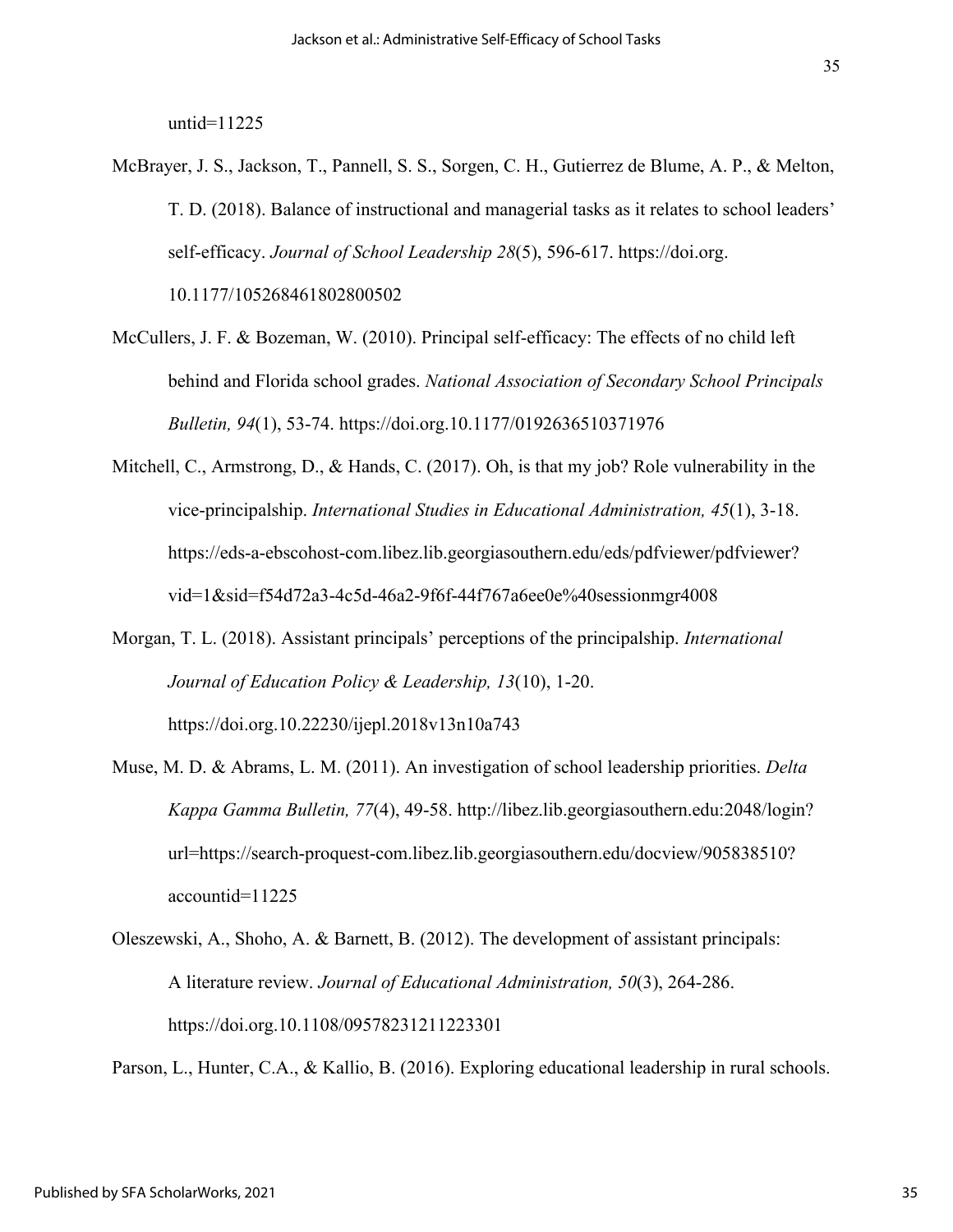untid=11225

McBrayer, J. S., Jackson, T., Pannell, S. S., Sorgen, C. H., Gutierrez de Blume, A. P., & Melton, T. D. (2018). Balance of instructional and managerial tasks as it relates to school leaders' self-efficacy. *Journal of School Leadership 28*(5), 596-617. https://doi.org. 10.1177/105268461802800502

McCullers, J. F. & Bozeman, W. (2010). Principal self-efficacy: The effects of no child left behind and Florida school grades. *National Association of Secondary School Principals Bulletin, 94*(1), 53-74. https://doi.org.10.1177/0192636510371976

Mitchell, C., Armstrong, D., & Hands, C. (2017). Oh, is that my job? Role vulnerability in the vice-principalship. *International Studies in Educational Administration, 45*(1), 3-18. https://eds-a-ebscohost-com.libez.lib.georgiasouthern.edu/eds/pdfviewer/pdfviewer?vid=1&sid=f54d72a3-4c5d-46a2-9f6f-44f767a6ee0e%40sessionmgr4008

Morgan, T. L. (2018). Assistant principals' perceptions of the principalship. *International Journal of Education Policy & Leadership, 13*(10), 1-20. https://doi.org.10.22230/ijepl.2018v13n10a743

Muse, M. D. & Abrams, L. M. (2011). An investigation of school leadership priorities. *Delta Kappa Gamma Bulletin, 77*(4), 49-58. http://libez.lib.georgiasouthern.edu:2048/login?url=https://search-proquest-com.libez.lib.georgiasouthern.edu/docview/905838510?accountid=11225

Oleszewski, A., Shoho, A. & Barnett, B. (2012). The development of assistant principals: A literature review. *Journal of Educational Administration, 50*(3), 264-286. https://doi.org.10.1108/09578231211223301

Parson, L., Hunter, C.A., & Kallio, B. (2016). Exploring educational leadership in rural schools.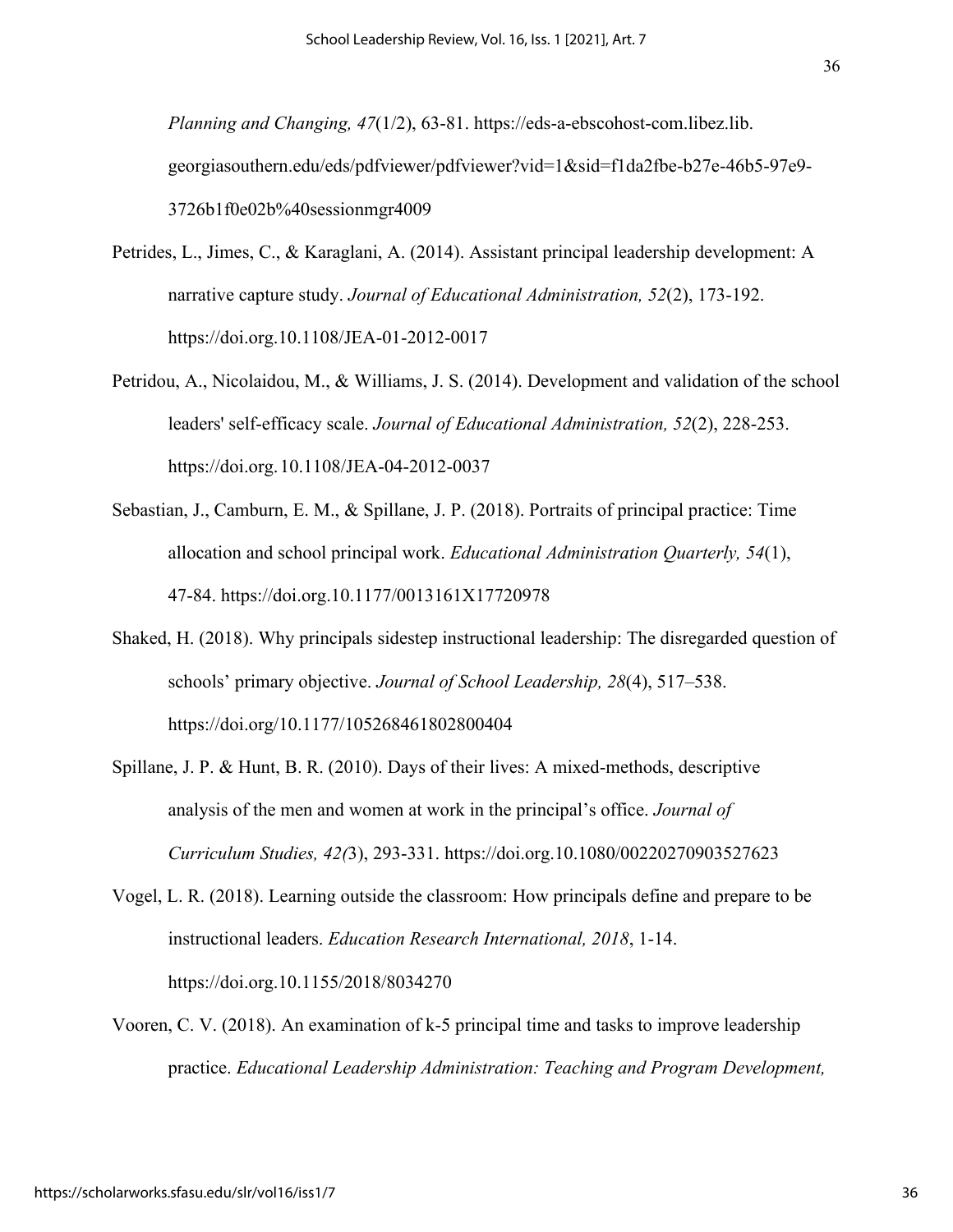*Planning and Changing, 47*(1/2), 63-81. https://eds-a-ebscohost-com.libez.lib.georgiasouthern.edu/eds/pdfviewer/pdfviewer?vid=1&sid=f1da2fbe-b27e-46b5-97e9-3726b1f0e02b%40sessionmgr4009

Petrides, L., Jimes, C., & Karaglani, A. (2014). Assistant principal leadership development: A narrative capture study. *Journal of Educational Administration, 52*(2), 173-192. https://doi.org.10.1108/JEA-01-2012-0017

Petridou, A., Nicolaidou, M., & Williams, J. S. (2014). Development and validation of the school leaders' self-efficacy scale. *Journal of Educational Administration, 52*(2), 228-253. https://doi.org. 10.1108/JEA-04-2012-0037

Sebastian, J., Camburn, E. M., & Spillane, J. P. (2018). Portraits of principal practice: Time allocation and school principal work. *Educational Administration Quarterly, 54*(1), 47-84. https://doi.org.10.1177/0013161X17720978

Shaked, H. (2018). Why principals sidestep instructional leadership: The disregarded question of schools' primary objective. *Journal of School Leadership, 28*(4), 517–538. https://doi.org/10.1177/105268461802800404

Spillane, J. P. & Hunt, B. R. (2010). Days of their lives: A mixed-methods, descriptive analysis of the men and women at work in the principal's office. *Journal of Curriculum Studies, 42(*3), 293-331. https://doi.org.10.1080/00220270903527623

Vogel, L. R. (2018). Learning outside the classroom: How principals define and prepare to be instructional leaders. *Education Research International, 2018*, 1-14. https://doi.org.10.1155/2018/8034270

Vooren, C. V. (2018). An examination of k-5 principal time and tasks to improve leadership practice. *Educational Leadership Administration: Teaching and Program Development,*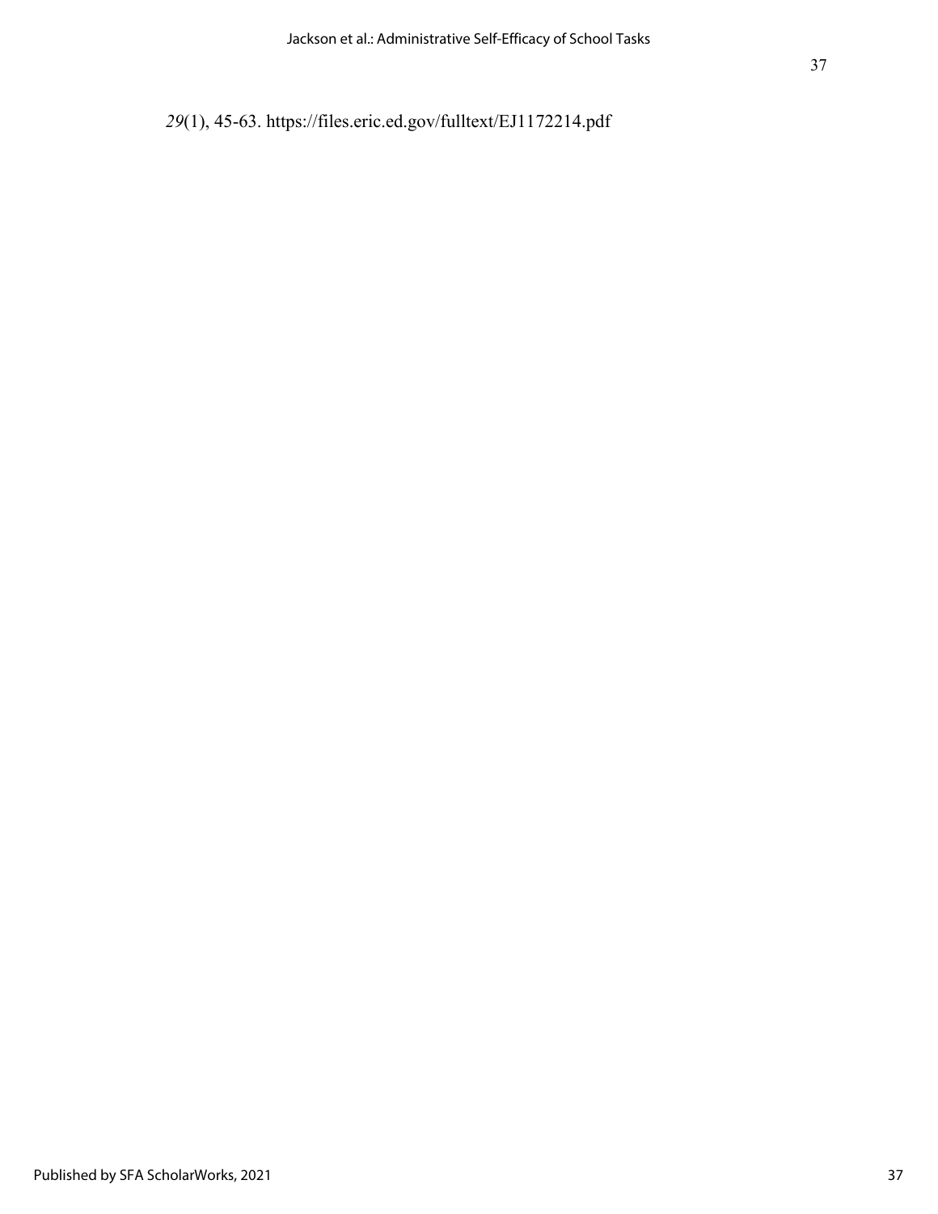*29*(1), 45-63. https://files.eric.ed.gov/fulltext/EJ1172214.pdf